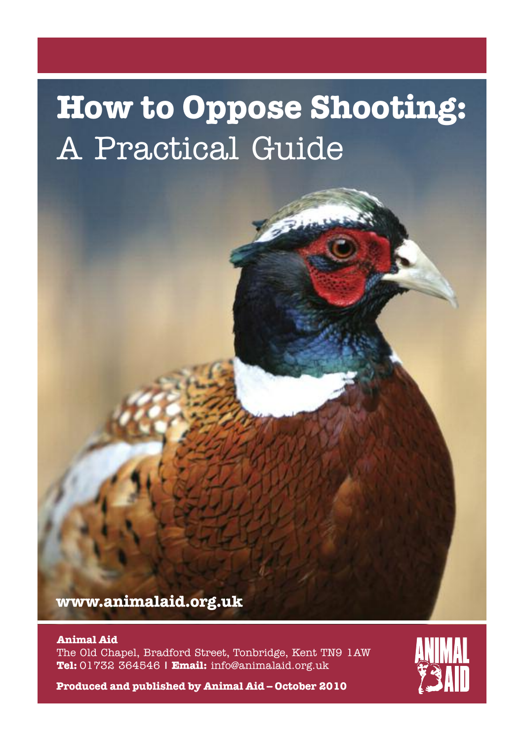# How to Oppose Shooting:
## A Practical Guide

**www.animalaid.org.uk**

**Animal Aid**
The Old Chapel, Bradford Street, Tonbridge, Kent TN9 1AW
**Tel:** 01732 364546 | **Email:** info@animalaid.org.uk

**Produced and published by Animal Aid – October 2010**

ANIMAL AID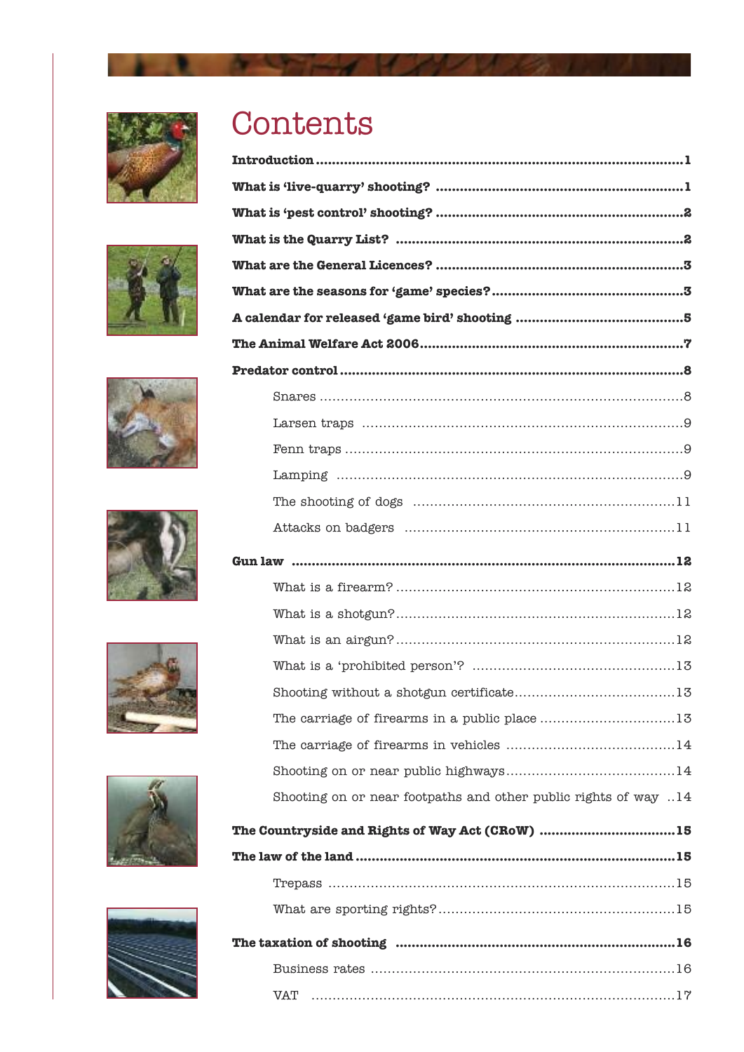# Contents

**Introduction** ..... 1

**What is 'live-quarry' shooting?** ..... 1

**What is 'pest control' shooting?** ..... 2

**What is the Quarry List?** ..... 2

**What are the General Licences?** ..... 3

**What are the seasons for 'game' species?** ..... 3

**A calendar for released 'game bird' shooting** ..... 5

**The Animal Welfare Act 2006** ..... 7

**Predator control** ..... 8

- Snares ..... 8
- Larsen traps ..... 9
- Fenn traps ..... 9
- Lamping ..... 9
- The shooting of dogs ..... 11
- Attacks on badgers ..... 11

**Gun law** ..... 12

- What is a firearm? ..... 12
- What is a shotgun? ..... 12
- What is an airgun? ..... 12
- What is a 'prohibited person'? ..... 13
- Shooting without a shotgun certificate ..... 13
- The carriage of firearms in a public place ..... 13
- The carriage of firearms in vehicles ..... 14
- Shooting on or near public highways ..... 14
- Shooting on or near footpaths and other public rights of way ..... 14

**The Countryside and Rights of Way Act (CRoW)** ..... 15

**The law of the land** ..... 15

- Trepass ..... 15
- What are sporting rights? ..... 15

**The taxation of shooting** ..... 16

- Business rates ..... 16
- VAT ..... 17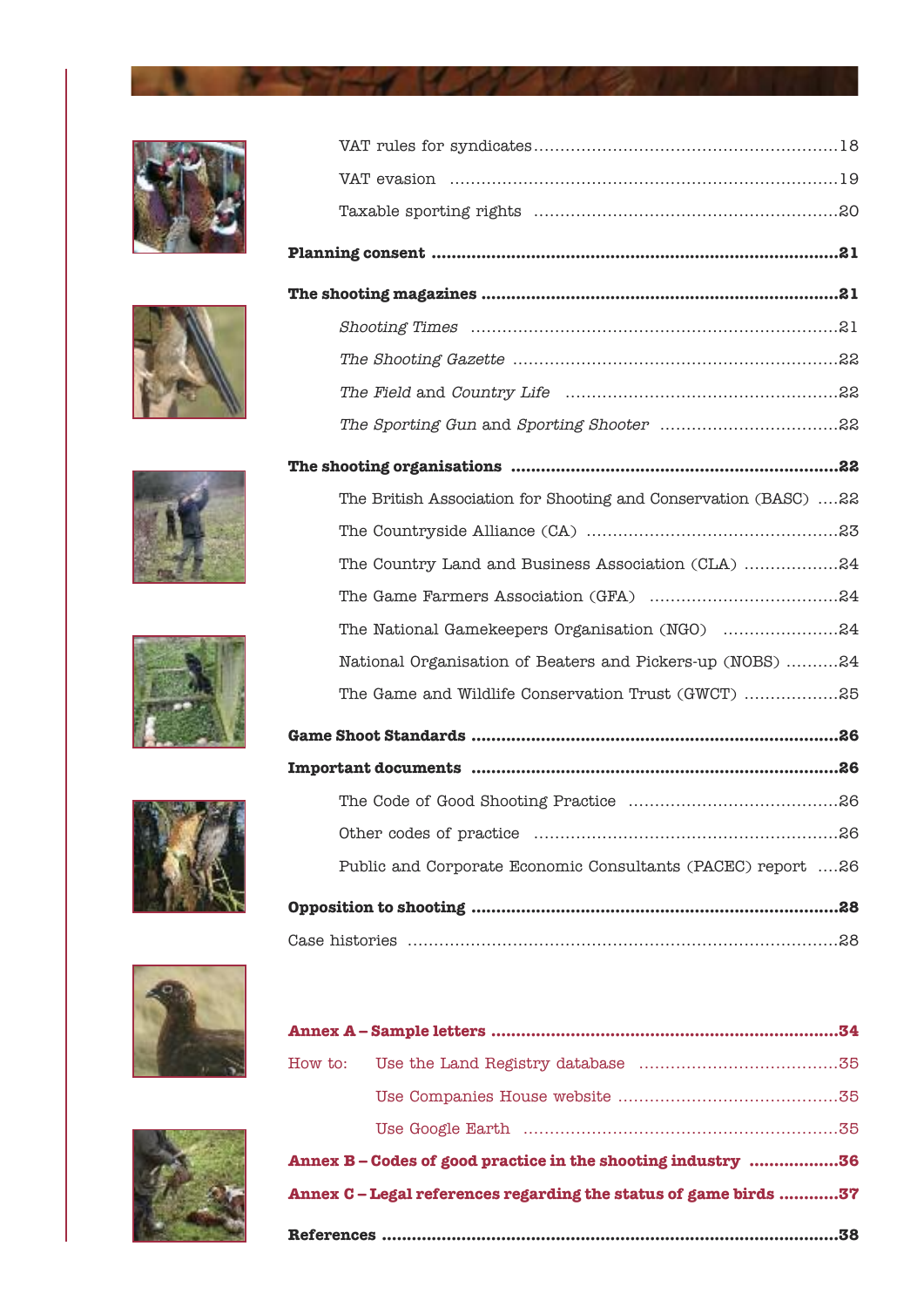VAT rules for syndicates ....................................................18

VAT evasion ....................................................................19

Taxable sporting rights ....................................................20

**Planning consent .................................................................21**

**The shooting magazines ......................................................21**

*Shooting Times* ....................................................................21

*The Shooting Gazette* ..........................................................22

*The Field* and *Country Life* ..................................................22

*The Sporting Gun* and *Sporting Shooter* ................................22

**The shooting organisations ...................................................22**

The British Association for Shooting and Conservation (BASC) ....22

The Countryside Alliance (CA) ..............................................23

The Country Land and Business Association (CLA) ..................24

The Game Farmers Association (GFA) ....................................24

The National Gamekeepers Organisation (NGO) ......................24

National Organisation of Beaters and Pickers-up (NOBS) ..........24

The Game and Wildlife Conservation Trust (GWCT) ..................25

**Game Shoot Standards .........................................................26**

**Important documents ..........................................................26**

The Code of Good Shooting Practice .......................................26

Other codes of practice .........................................................26

Public and Corporate Economic Consultants (PACEC) report ....26

**Opposition to shooting ........................................................28**

Case histories ......................................................................28

**Annex A – Sample letters .....................................................34**

How to: Use the Land Registry database ....................................35

Use Companies House website ..............................................35

Use Google Earth .................................................................35

**Annex B – Codes of good practice in the shooting industry ..................36**

**Annex C – Legal references regarding the status of game birds ............37**

**References ..........................................................................38**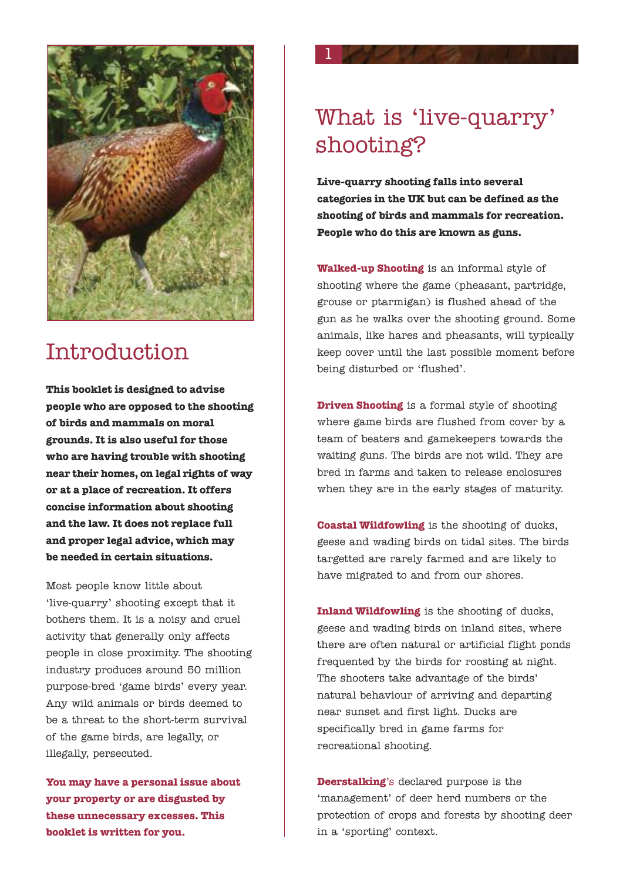## Introduction

**This booklet is designed to advise people who are opposed to the shooting of birds and mammals on moral grounds. It is also useful for those who are having trouble with shooting near their homes, on legal rights of way or at a place of recreation. It offers concise information about shooting and the law. It does not replace full and proper legal advice, which may be needed in certain situations.**

Most people know little about 'live-quarry' shooting except that it bothers them. It is a noisy and cruel activity that generally only affects people in close proximity. The shooting industry produces around 50 million purpose-bred 'game birds' every year. Any wild animals or birds deemed to be a threat to the short-term survival of the game birds, are legally, or illegally, persecuted.

**You may have a personal issue about your property or are disgusted by these unnecessary excesses. This booklet is written for you.**

1

# What is 'live-quarry' shooting?

**Live-quarry shooting falls into several categories in the UK but can be defined as the shooting of birds and mammals for recreation. People who do this are known as guns.**

**Walked-up Shooting** is an informal style of shooting where the game (pheasant, partridge, grouse or ptarmigan) is flushed ahead of the gun as he walks over the shooting ground. Some animals, like hares and pheasants, will typically keep cover until the last possible moment before being disturbed or 'flushed'.

**Driven Shooting** is a formal style of shooting where game birds are flushed from cover by a team of beaters and gamekeepers towards the waiting guns. The birds are not wild. They are bred in farms and taken to release enclosures when they are in the early stages of maturity.

**Coastal Wildfowling** is the shooting of ducks, geese and wading birds on tidal sites. The birds targetted are rarely farmed and are likely to have migrated to and from our shores.

**Inland Wildfowling** is the shooting of ducks, geese and wading birds on inland sites, where there are often natural or artificial flight ponds frequented by the birds for roosting at night. The shooters take advantage of the birds' natural behaviour of arriving and departing near sunset and first light. Ducks are specifically bred in game farms for recreational shooting.

**Deerstalking**'s declared purpose is the 'management' of deer herd numbers or the protection of crops and forests by shooting deer in a 'sporting' context.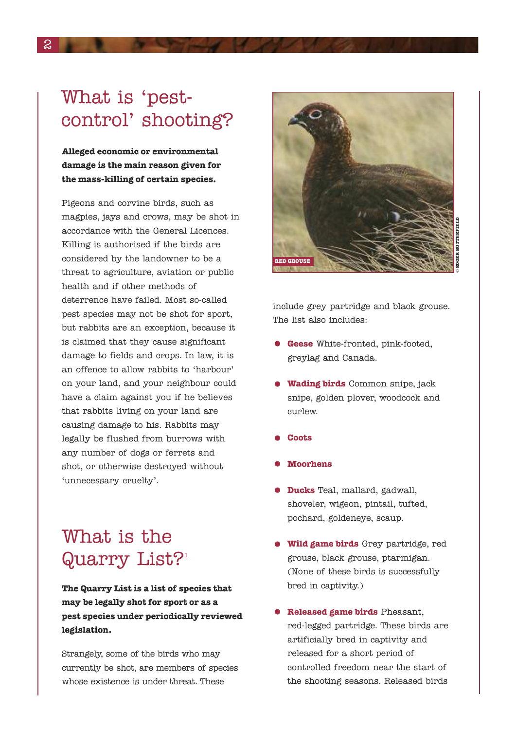## What is 'pest-control' shooting?

**Alleged economic or environmental damage is the main reason given for the mass-killing of certain species.**

Pigeons and corvine birds, such as magpies, jays and crows, may be shot in accordance with the General Licences. Killing is authorised if the birds are considered by the landowner to be a threat to agriculture, aviation or public health and if other methods of deterrence have failed. Most so-called pest species may not be shot for sport, but rabbits are an exception, because it is claimed that they cause significant damage to fields and crops. In law, it is an offence to allow rabbits to 'harbour' on your land, and your neighbour could have a claim against you if he believes that rabbits living on your land are causing damage to his. Rabbits may legally be flushed from burrows with any number of dogs or ferrets and shot, or otherwise destroyed without 'unnecessary cruelty'.

## What is the Quarry List?[1]

**The Quarry List is a list of species that may be legally shot for sport or as a pest species under periodically reviewed legislation.**

Strangely, some of the birds who may currently be shot, are members of species whose existence is under threat. These include grey partridge and black grouse. The list also includes:

RED GROUSE

© ROGER BUTTERFIELD

- **Geese** White-fronted, pink-footed, greylag and Canada.
- **Wading birds** Common snipe, jack snipe, golden plover, woodcock and curlew.
- **Coots**
- **Moorhens**
- **Ducks** Teal, mallard, gadwall, shoveler, wigeon, pintail, tufted, pochard, goldeneye, scaup.
- **Wild game birds** Grey partridge, red grouse, black grouse, ptarmigan. (None of these birds is successfully bred in captivity.)
- **Released game birds** Pheasant, red-legged partridge. These birds are artificially bred in captivity and released for a short period of controlled freedom near the start of the shooting seasons. Released birds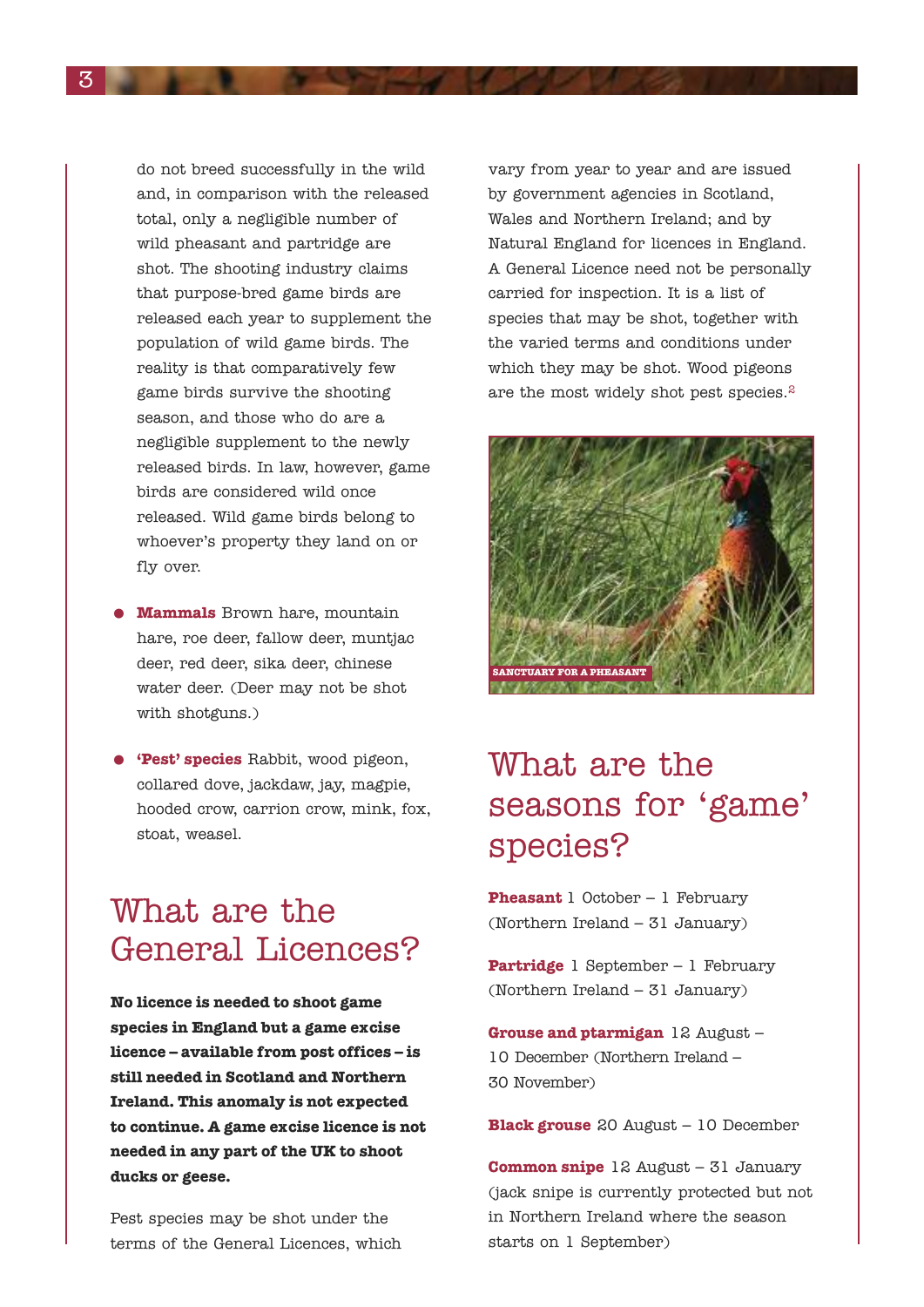do not breed successfully in the wild and, in comparison with the released total, only a negligible number of wild pheasant and partridge are shot. The shooting industry claims that purpose-bred game birds are released each year to supplement the population of wild game birds. The reality is that comparatively few game birds survive the shooting season, and those who do are a negligible supplement to the newly released birds. In law, however, game birds are considered wild once released. Wild game birds belong to whoever's property they land on or fly over.

- **Mammals** Brown hare, mountain hare, roe deer, fallow deer, muntjac deer, red deer, sika deer, chinese water deer. (Deer may not be shot with shotguns.)
- **'Pest' species** Rabbit, wood pigeon, collared dove, jackdaw, jay, magpie, hooded crow, carrion crow, mink, fox, stoat, weasel.

## What are the General Licences?

**No licence is needed to shoot game species in England but a game excise licence – available from post offices – is still needed in Scotland and Northern Ireland. This anomaly is not expected to continue. A game excise licence is not needed in any part of the UK to shoot ducks or geese.**

Pest species may be shot under the terms of the General Licences, which vary from year to year and are issued by government agencies in Scotland, Wales and Northern Ireland; and by Natural England for licences in England. A General Licence need not be personally carried for inspection. It is a list of species that may be shot, together with the varied terms and conditions under which they may be shot. Wood pigeons are the most widely shot pest species.[2]

SANCTUARY FOR A PHEASANT

## What are the seasons for 'game' species?

**Pheasant** 1 October – 1 February (Northern Ireland – 31 January)

**Partridge** 1 September – 1 February (Northern Ireland – 31 January)

**Grouse and ptarmigan** 12 August – 10 December (Northern Ireland – 30 November)

**Black grouse** 20 August – 10 December

**Common snipe** 12 August – 31 January (jack snipe is currently protected but not in Northern Ireland where the season starts on 1 September)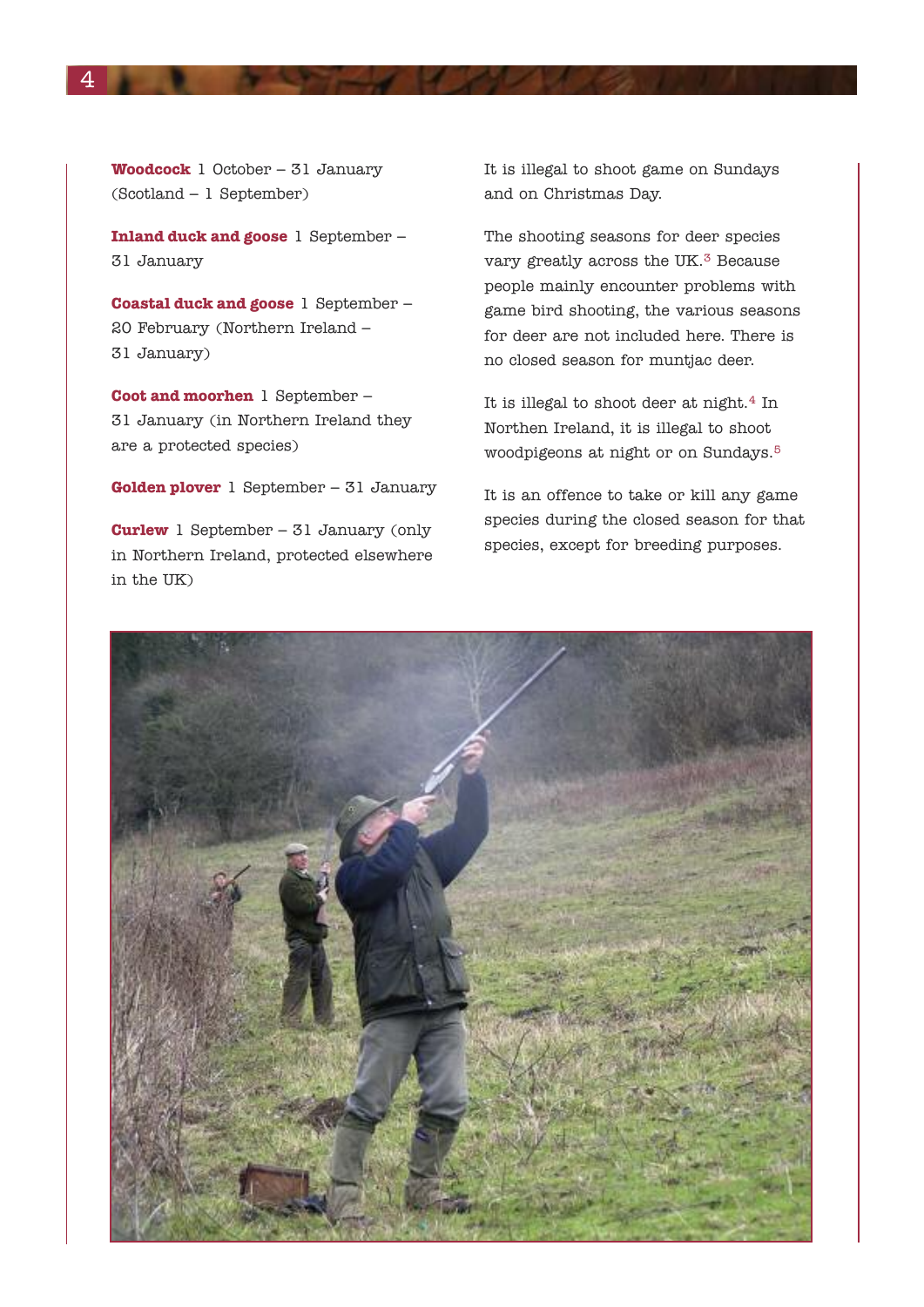**Woodcock** 1 October – 31 January (Scotland – 1 September)

**Inland duck and goose** 1 September – 31 January

**Coastal duck and goose** 1 September – 20 February (Northern Ireland – 31 January)

**Coot and moorhen** 1 September – 31 January (in Northern Ireland they are a protected species)

**Golden plover** 1 September – 31 January

**Curlew** 1 September – 31 January (only in Northern Ireland, protected elsewhere in the UK)

It is illegal to shoot game on Sundays and on Christmas Day.

The shooting seasons for deer species vary greatly across the UK.[3] Because people mainly encounter problems with game bird shooting, the various seasons for deer are not included here. There is no closed season for muntjac deer.

It is illegal to shoot deer at night.[4] In Northen Ireland, it is illegal to shoot woodpigeons at night or on Sundays.[5]

It is an offence to take or kill any game species during the closed season for that species, except for breeding purposes.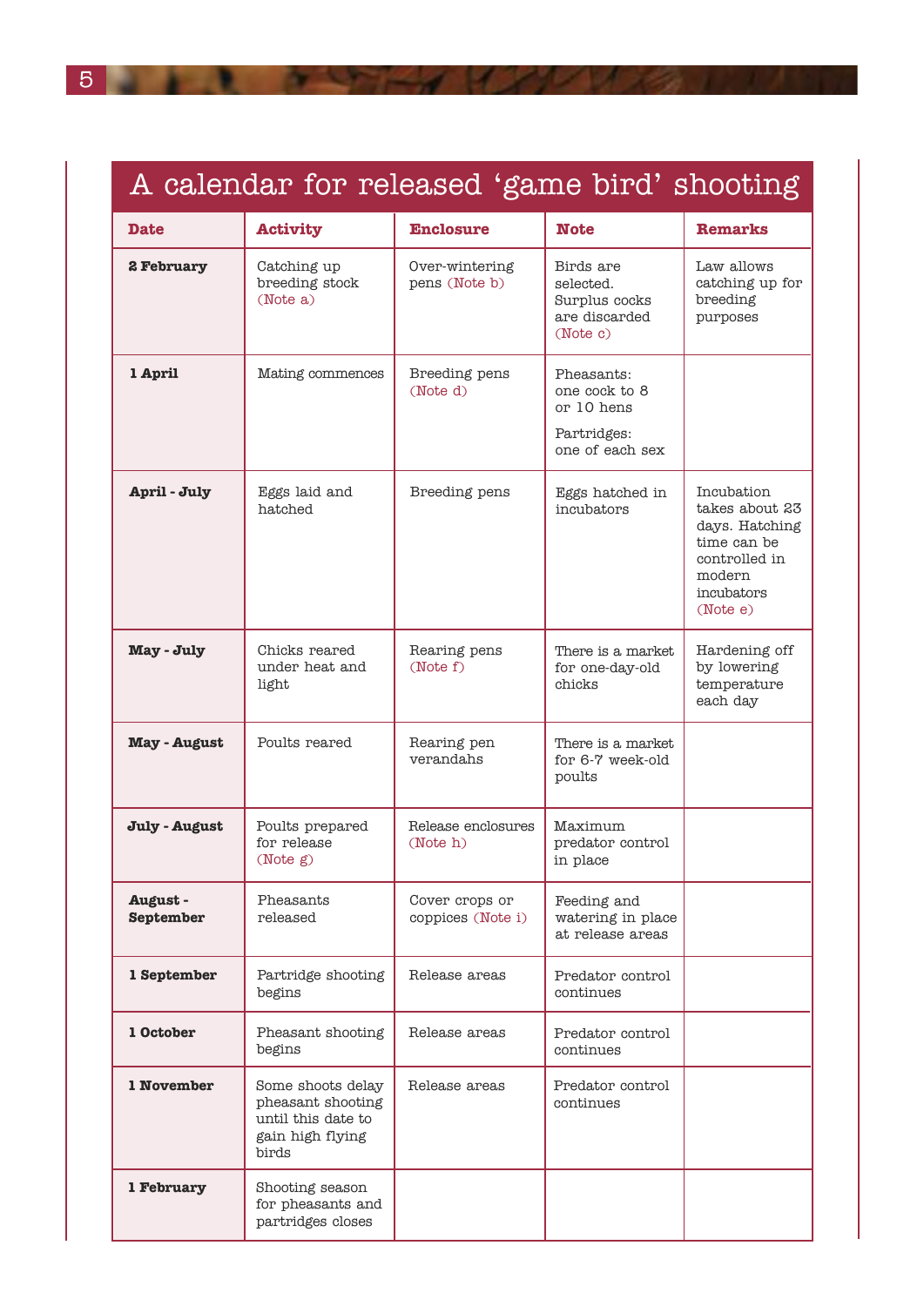## A calendar for released 'game bird' shooting

| Date | Activity | Enclosure | Note | Remarks |
|---|---|---|---|---|
| **2 February** | Catching up breeding stock (Note a) | Over-wintering pens (Note b) | Birds are selected. Surplus cocks are discarded (Note c) | Law allows catching up for breeding purposes |
| **1 April** | Mating commences | Breeding pens (Note d) | Pheasants: one cock to 8 or 10 hens<br>Partridges: one of each sex | |
| **April - July** | Eggs laid and hatched | Breeding pens | Eggs hatched in incubators | Incubation takes about 23 days. Hatching time can be controlled in modern incubators (Note e) |
| **May - July** | Chicks reared under heat and light | Rearing pens (Note f) | There is a market for one-day-old chicks | Hardening off by lowering temperature each day |
| **May - August** | Poults reared | Rearing pen verandahs | There is a market for 6-7 week-old poults | |
| **July - August** | Poults prepared for release (Note g) | Release enclosures (Note h) | Maximum predator control in place | |
| **August - September** | Pheasants released | Cover crops or coppices (Note i) | Feeding and watering in place at release areas | |
| **1 September** | Partridge shooting begins | Release areas | Predator control continues | |
| **1 October** | Pheasant shooting begins | Release areas | Predator control continues | |
| **1 November** | Some shoots delay pheasant shooting until this date to gain high flying birds | Release areas | Predator control continues | |
| **1 February** | Shooting season for pheasants and partridges closes | | | |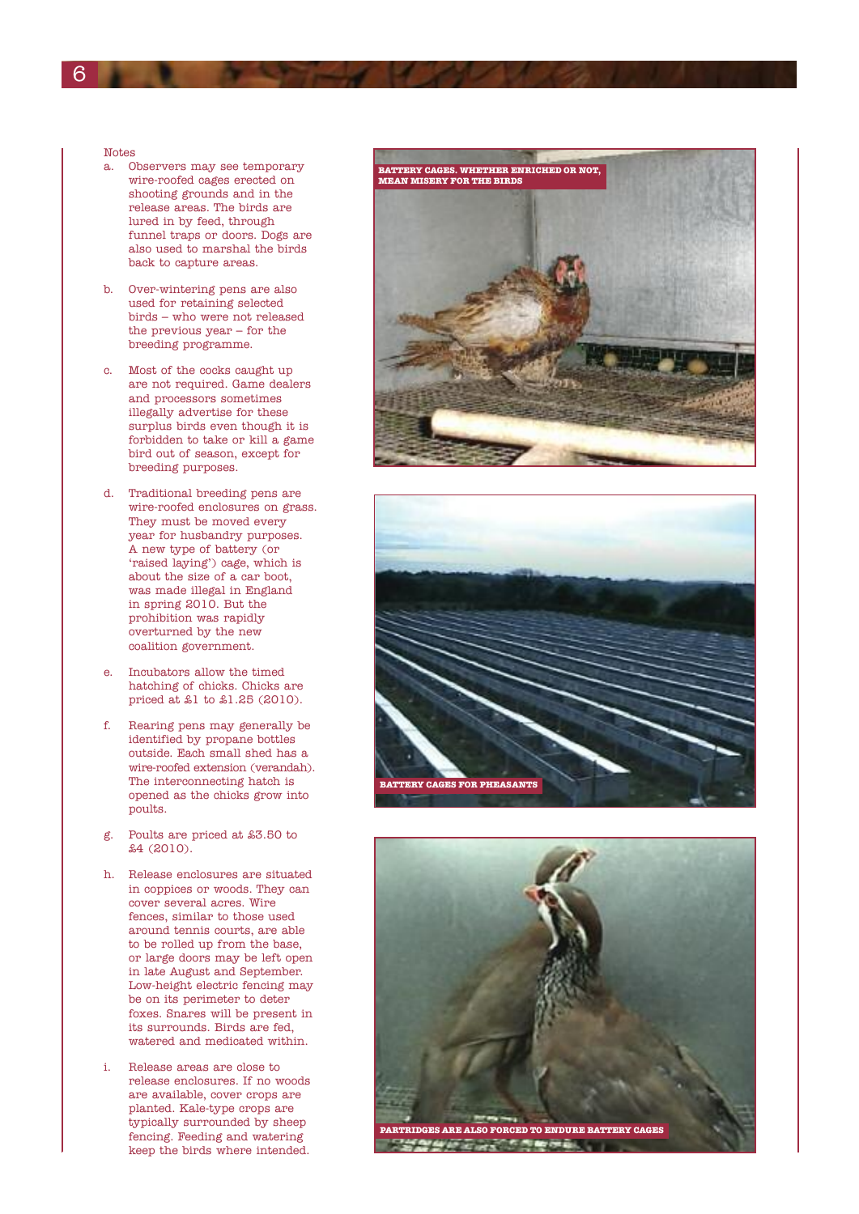Notes

a. Observers may see temporary wire-roofed cages erected on shooting grounds and in the release areas. The birds are lured in by feed, through funnel traps or doors. Dogs are also used to marshal the birds back to capture areas.

b. Over-wintering pens are also used for retaining selected birds – who were not released the previous year – for the breeding programme.

c. Most of the cocks caught up are not required. Game dealers and processors sometimes illegally advertise for these surplus birds even though it is forbidden to take or kill a game bird out of season, except for breeding purposes.

d. Traditional breeding pens are wire-roofed enclosures on grass. They must be moved every year for husbandry purposes. A new type of battery (or 'raised laying') cage, which is about the size of a car boot, was made illegal in England in spring 2010. But the prohibition was rapidly overturned by the new coalition government.

e. Incubators allow the timed hatching of chicks. Chicks are priced at £1 to £1.25 (2010).

f. Rearing pens may generally be identified by propane bottles outside. Each small shed has a wire-roofed extension (verandah). The interconnecting hatch is opened as the chicks grow into poults.

g. Poults are priced at £3.50 to £4 (2010).

h. Release enclosures are situated in coppices or woods. They can cover several acres. Wire fences, similar to those used around tennis courts, are able to be rolled up from the base, or large doors may be left open in late August and September. Low-height electric fencing may be on its perimeter to deter foxes. Snares will be present in its surrounds. Birds are fed, watered and medicated within.

i. Release areas are close to release enclosures. If no woods are available, cover crops are planted. Kale-type crops are typically surrounded by sheep fencing. Feeding and watering keep the birds where intended.

BATTERY CAGES. WHETHER ENRICHED OR NOT, MEAN MISERY FOR THE BIRDS

BATTERY CAGES FOR PHEASANTS

PARTRIDGES ARE ALSO FORCED TO ENDURE BATTERY CAGES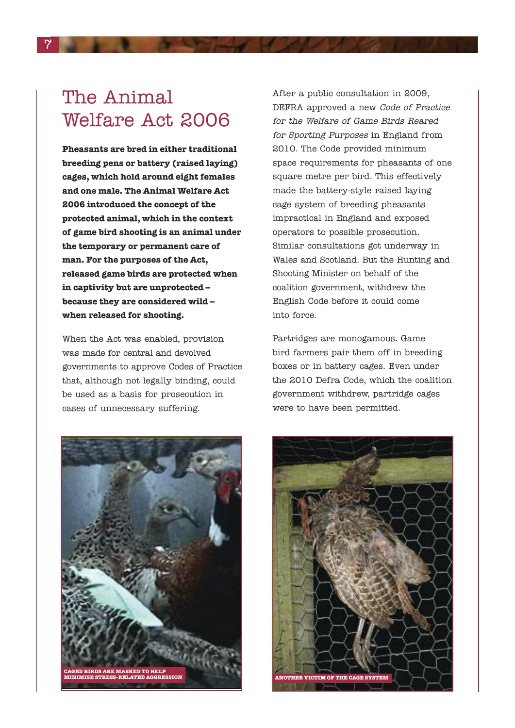# The Animal Welfare Act 2006

**Pheasants are bred in either traditional breeding pens or battery (raised laying) cages, which hold around eight females and one male. The Animal Welfare Act 2006 introduced the concept of the protected animal, which in the context of game bird shooting is an animal under the temporary or permanent care of man. For the purposes of the Act, released game birds are protected when in captivity but are unprotected – because they are considered wild – when released for shooting.**

When the Act was enabled, provision was made for central and devolved governments to approve Codes of Practice that, although not legally binding, could be used as a basis for prosecution in cases of unnecessary suffering.

After a public consultation in 2009, DEFRA approved a new *Code of Practice for the Welfare of Game Birds Reared for Sporting Purposes* in England from 2010. The Code provided minimum space requirements for pheasants of one square metre per bird. This effectively made the battery-style raised laying cage system of breeding pheasants impractical in England and exposed operators to possible prosecution. Similar consultations got underway in Wales and Scotland. But the Hunting and Shooting Minister on behalf of the coalition government, withdrew the English Code before it could come into force.

Partridges are monogamous. Game bird farmers pair them off in breeding boxes or in battery cages. Even under the 2010 Defra Code, which the coalition government withdrew, partridge cages were to have been permitted.

CAGED BIRDS ARE MASKED TO HELP MINIMISE STRESS-RELATED AGGRESSION

ANOTHER VICTIM OF THE CAGE SYSTEM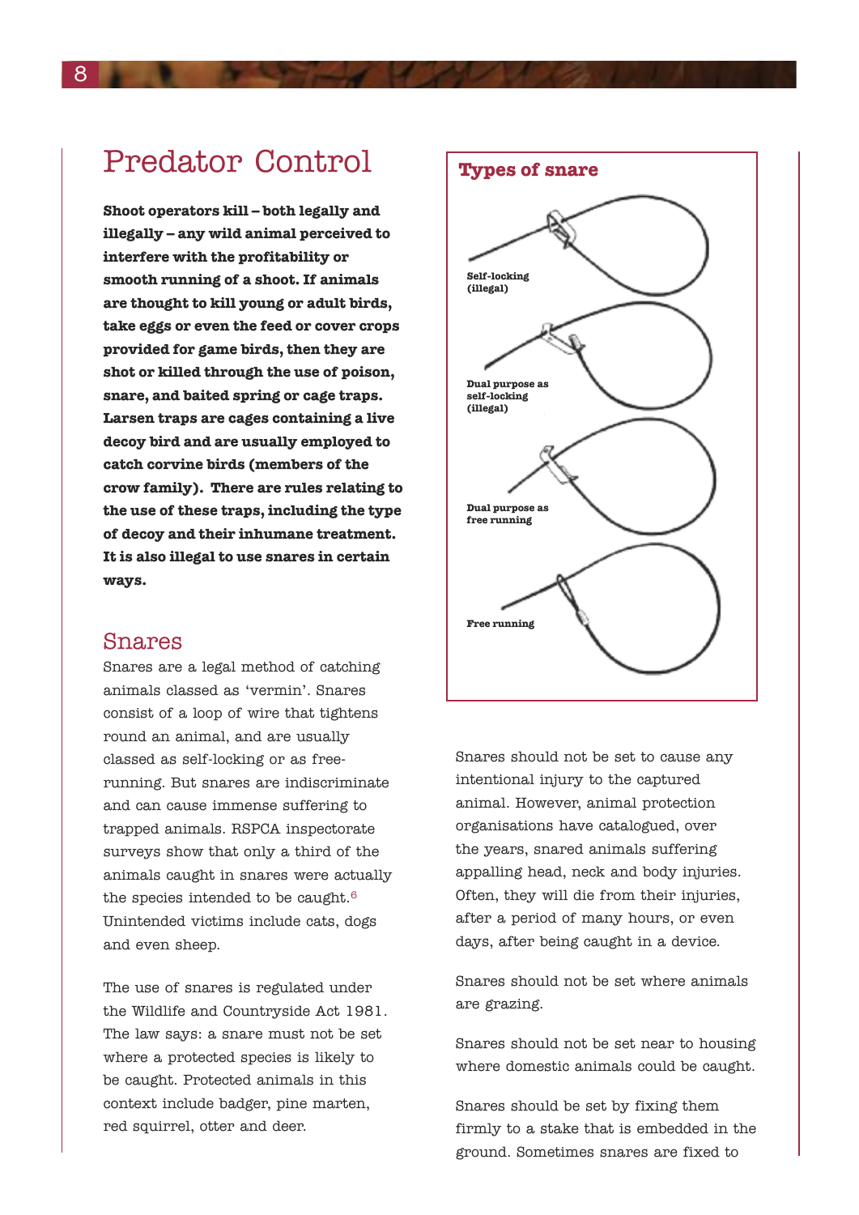# Predator Control

**Shoot operators kill – both legally and illegally – any wild animal perceived to interfere with the profitability or smooth running of a shoot. If animals are thought to kill young or adult birds, take eggs or even the feed or cover crops provided for game birds, then they are shot or killed through the use of poison, snare, and baited spring or cage traps. Larsen traps are cages containing a live decoy bird and are usually employed to catch corvine birds (members of the crow family). There are rules relating to the use of these traps, including the type of decoy and their inhumane treatment. It is also illegal to use snares in certain ways.**

## Snares

Snares are a legal method of catching animals classed as 'vermin'. Snares consist of a loop of wire that tightens round an animal, and are usually classed as self-locking or as free-running. But snares are indiscriminate and can cause immense suffering to trapped animals. RSPCA inspectorate surveys show that only a third of the animals caught in snares were actually the species intended to be caught.[6] Unintended victims include cats, dogs and even sheep.

The use of snares is regulated under the Wildlife and Countryside Act 1981. The law says: a snare must not be set where a protected species is likely to be caught. Protected animals in this context include badger, pine marten, red squirrel, otter and deer.

**Types of snare**

- Self-locking (illegal)
- Dual purpose as self-locking (illegal)
- Dual purpose as free running
- Free running

Snares should not be set to cause any intentional injury to the captured animal. However, animal protection organisations have catalogued, over the years, snared animals suffering appalling head, neck and body injuries. Often, they will die from their injuries, after a period of many hours, or even days, after being caught in a device.

Snares should not be set where animals are grazing.

Snares should not be set near to housing where domestic animals could be caught.

Snares should be set by fixing them firmly to a stake that is embedded in the ground. Sometimes snares are fixed to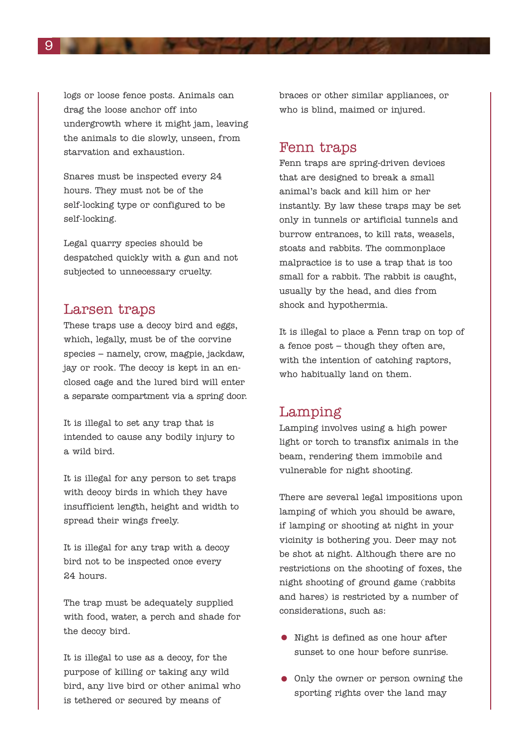logs or loose fence posts. Animals can drag the loose anchor off into undergrowth where it might jam, leaving the animals to die slowly, unseen, from starvation and exhaustion.

Snares must be inspected every 24 hours. They must not be of the self-locking type or configured to be self-locking.

Legal quarry species should be despatched quickly with a gun and not subjected to unnecessary cruelty.

## Larsen traps

These traps use a decoy bird and eggs, which, legally, must be of the corvine species – namely, crow, magpie, jackdaw, jay or rook. The decoy is kept in an enclosed cage and the lured bird will enter a separate compartment via a spring door.

It is illegal to set any trap that is intended to cause any bodily injury to a wild bird.

It is illegal for any person to set traps with decoy birds in which they have insufficient length, height and width to spread their wings freely.

It is illegal for any trap with a decoy bird not to be inspected once every 24 hours.

The trap must be adequately supplied with food, water, a perch and shade for the decoy bird.

It is illegal to use as a decoy, for the purpose of killing or taking any wild bird, any live bird or other animal who is tethered or secured by means of braces or other similar appliances, or who is blind, maimed or injured.

## Fenn traps

Fenn traps are spring-driven devices that are designed to break a small animal's back and kill him or her instantly. By law these traps may be set only in tunnels or artificial tunnels and burrow entrances, to kill rats, weasels, stoats and rabbits. The commonplace malpractice is to use a trap that is too small for a rabbit. The rabbit is caught, usually by the head, and dies from shock and hypothermia.

It is illegal to place a Fenn trap on top of a fence post – though they often are, with the intention of catching raptors, who habitually land on them.

## Lamping

Lamping involves using a high power light or torch to transfix animals in the beam, rendering them immobile and vulnerable for night shooting.

There are several legal impositions upon lamping of which you should be aware, if lamping or shooting at night in your vicinity is bothering you. Deer may not be shot at night. Although there are no restrictions on the shooting of foxes, the night shooting of ground game (rabbits and hares) is restricted by a number of considerations, such as:

- Night is defined as one hour after sunset to one hour before sunrise.
- Only the owner or person owning the sporting rights over the land may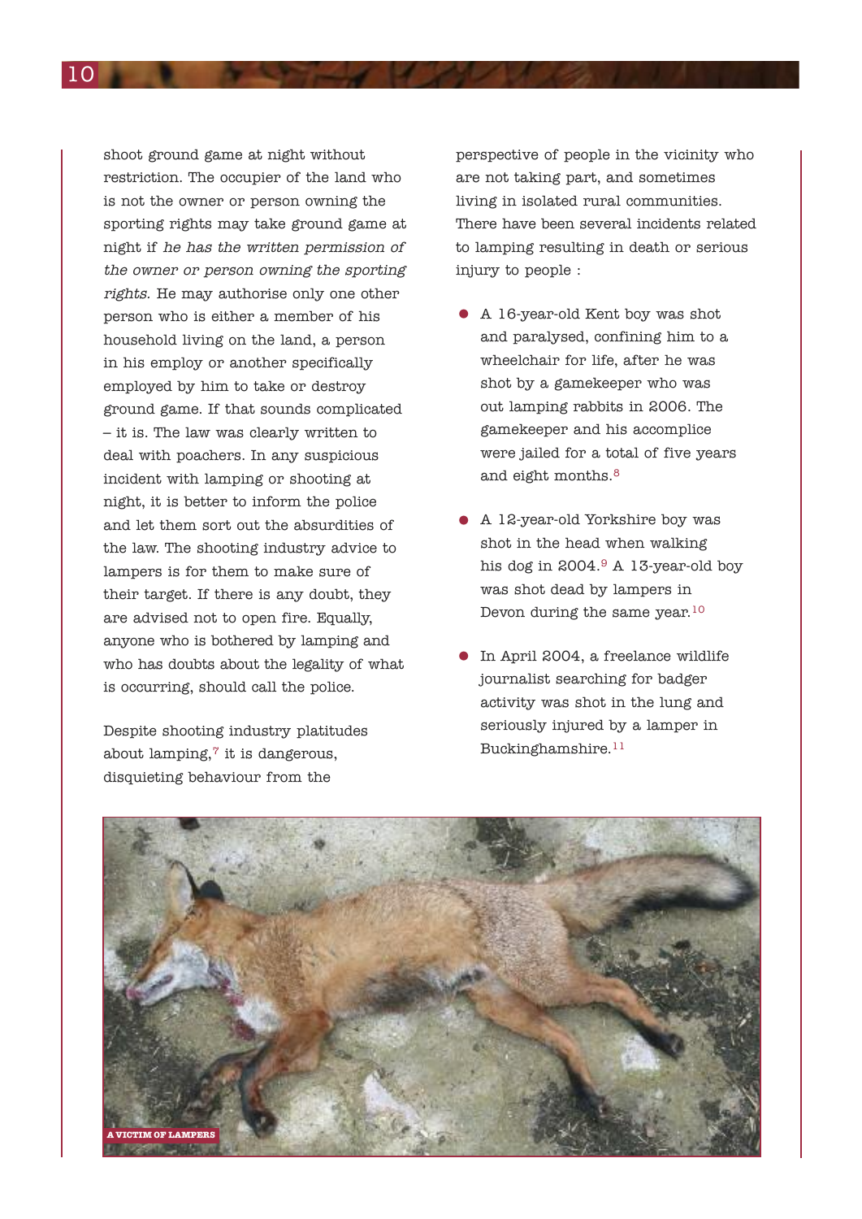shoot ground game at night without restriction. The occupier of the land who is not the owner or person owning the sporting rights may take ground game at night if *he has the written permission of the owner or person owning the sporting rights.* He may authorise only one other person who is either a member of his household living on the land, a person in his employ or another specifically employed by him to take or destroy ground game. If that sounds complicated – it is. The law was clearly written to deal with poachers. In any suspicious incident with lamping or shooting at night, it is better to inform the police and let them sort out the absurdities of the law. The shooting industry advice to lampers is for them to make sure of their target. If there is any doubt, they are advised not to open fire. Equally, anyone who is bothered by lamping and who has doubts about the legality of what is occurring, should call the police.

Despite shooting industry platitudes about lamping,[7] it is dangerous, disquieting behaviour from the perspective of people in the vicinity who are not taking part, and sometimes living in isolated rural communities. There have been several incidents related to lamping resulting in death or serious injury to people :

- A 16-year-old Kent boy was shot and paralysed, confining him to a wheelchair for life, after he was shot by a gamekeeper who was out lamping rabbits in 2006. The gamekeeper and his accomplice were jailed for a total of five years and eight months.[8]
- A 12-year-old Yorkshire boy was shot in the head when walking his dog in 2004.[9] A 13-year-old boy was shot dead by lampers in Devon during the same year.[10]
- In April 2004, a freelance wildlife journalist searching for badger activity was shot in the lung and seriously injured by a lamper in Buckinghamshire.[11]

A VICTIM OF LAMPERS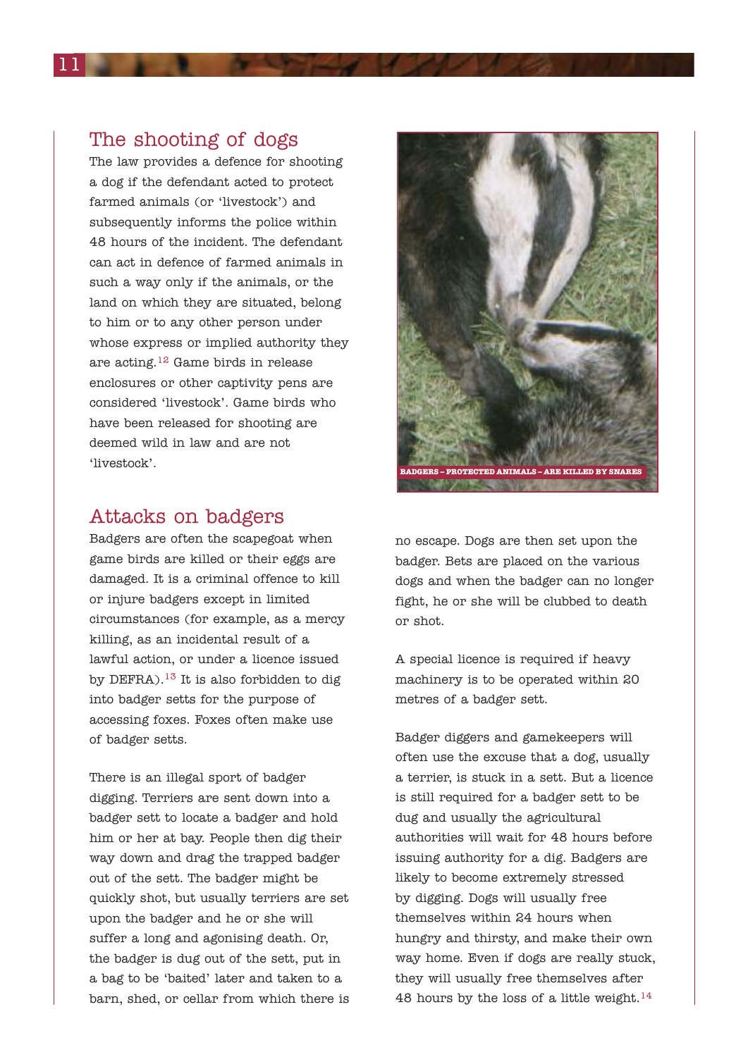## The shooting of dogs

The law provides a defence for shooting a dog if the defendant acted to protect farmed animals (or 'livestock') and subsequently informs the police within 48 hours of the incident. The defendant can act in defence of farmed animals in such a way only if the animals, or the land on which they are situated, belong to him or to any other person under whose express or implied authority they are acting.[12] Game birds in release enclosures or other captivity pens are considered 'livestock'. Game birds who have been released for shooting are deemed wild in law and are not 'livestock'.

BADGERS – PROTECTED ANIMALS – ARE KILLED BY SNARES

## Attacks on badgers

Badgers are often the scapegoat when game birds are killed or their eggs are damaged. It is a criminal offence to kill or injure badgers except in limited circumstances (for example, as a mercy killing, as an incidental result of a lawful action, or under a licence issued by DEFRA).[13] It is also forbidden to dig into badger setts for the purpose of accessing foxes. Foxes often make use of badger setts.

There is an illegal sport of badger digging. Terriers are sent down into a badger sett to locate a badger and hold him or her at bay. People then dig their way down and drag the trapped badger out of the sett. The badger might be quickly shot, but usually terriers are set upon the badger and he or she will suffer a long and agonising death. Or, the badger is dug out of the sett, put in a bag to be 'baited' later and taken to a barn, shed, or cellar from which there is no escape. Dogs are then set upon the badger. Bets are placed on the various dogs and when the badger can no longer fight, he or she will be clubbed to death or shot.

A special licence is required if heavy machinery is to be operated within 20 metres of a badger sett.

Badger diggers and gamekeepers will often use the excuse that a dog, usually a terrier, is stuck in a sett. But a licence is still required for a badger sett to be dug and usually the agricultural authorities will wait for 48 hours before issuing authority for a dig. Badgers are likely to become extremely stressed by digging. Dogs will usually free themselves within 24 hours when hungry and thirsty, and make their own way home. Even if dogs are really stuck, they will usually free themselves after 48 hours by the loss of a little weight.[14]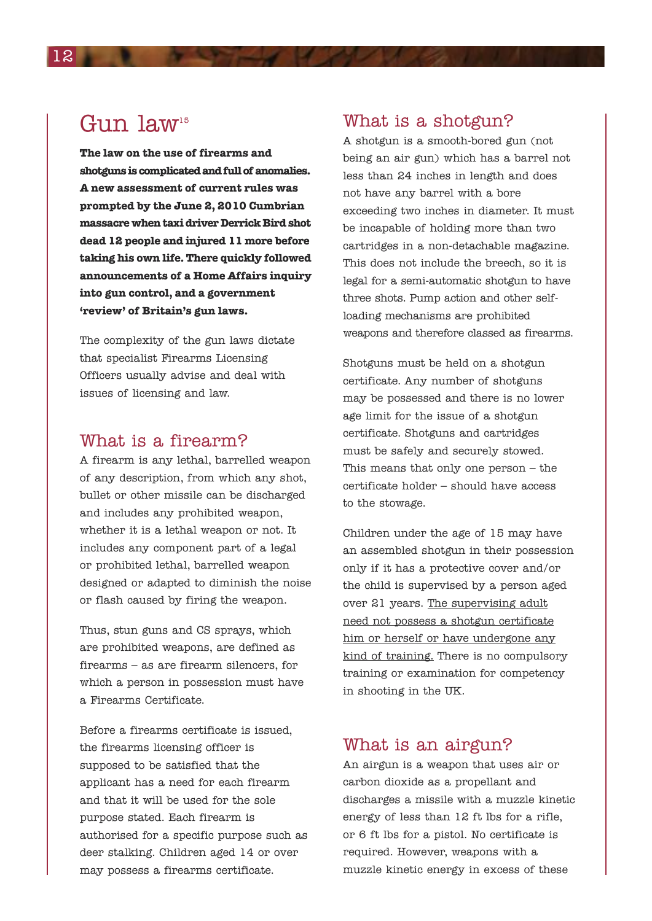# Gun law[15]

**The law on the use of firearms and shotguns is complicated and full of anomalies. A new assessment of current rules was prompted by the June 2, 2010 Cumbrian massacre when taxi driver Derrick Bird shot dead 12 people and injured 11 more before taking his own life. There quickly followed announcements of a Home Affairs inquiry into gun control, and a government 'review' of Britain's gun laws.**

The complexity of the gun laws dictate that specialist Firearms Licensing Officers usually advise and deal with issues of licensing and law.

## What is a firearm?

A firearm is any lethal, barrelled weapon of any description, from which any shot, bullet or other missile can be discharged and includes any prohibited weapon, whether it is a lethal weapon or not. It includes any component part of a legal or prohibited lethal, barrelled weapon designed or adapted to diminish the noise or flash caused by firing the weapon.

Thus, stun guns and CS sprays, which are prohibited weapons, are defined as firearms – as are firearm silencers, for which a person in possession must have a Firearms Certificate.

Before a firearms certificate is issued, the firearms licensing officer is supposed to be satisfied that the applicant has a need for each firearm and that it will be used for the sole purpose stated. Each firearm is authorised for a specific purpose such as deer stalking. Children aged 14 or over may possess a firearms certificate.

## What is a shotgun?

A shotgun is a smooth-bored gun (not being an air gun) which has a barrel not less than 24 inches in length and does not have any barrel with a bore exceeding two inches in diameter. It must be incapable of holding more than two cartridges in a non-detachable magazine. This does not include the breech, so it is legal for a semi-automatic shotgun to have three shots. Pump action and other self-loading mechanisms are prohibited weapons and therefore classed as firearms.

Shotguns must be held on a shotgun certificate. Any number of shotguns may be possessed and there is no lower age limit for the issue of a shotgun certificate. Shotguns and cartridges must be safely and securely stowed. This means that only one person – the certificate holder – should have access to the stowage.

Children under the age of 15 may have an assembled shotgun in their possession only if it has a protective cover and/or the child is supervised by a person aged over 21 years. <u>The supervising adult need not possess a shotgun certificate him or herself or have undergone any kind of training.</u> There is no compulsory training or examination for competency in shooting in the UK.

## What is an airgun?

An airgun is a weapon that uses air or carbon dioxide as a propellant and discharges a missile with a muzzle kinetic energy of less than 12 ft lbs for a rifle, or 6 ft lbs for a pistol. No certificate is required. However, weapons with a muzzle kinetic energy in excess of these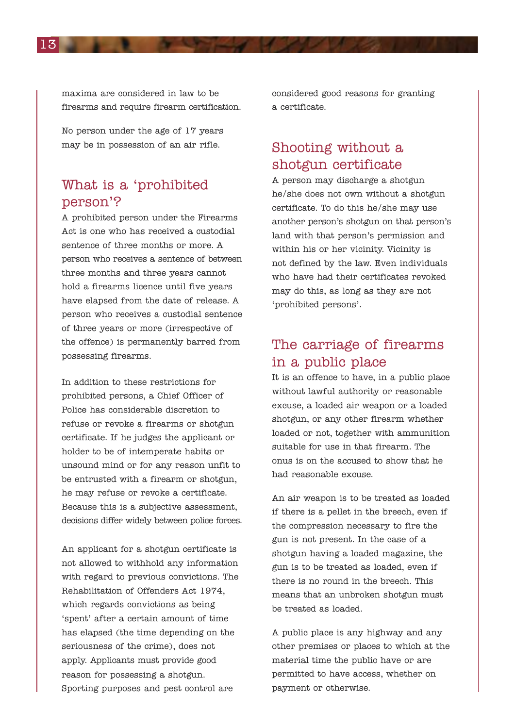maxima are considered in law to be firearms and require firearm certification.

No person under the age of 17 years may be in possession of an air rifle.

## What is a 'prohibited person'?

A prohibited person under the Firearms Act is one who has received a custodial sentence of three months or more. A person who receives a sentence of between three months and three years cannot hold a firearms licence until five years have elapsed from the date of release. A person who receives a custodial sentence of three years or more (irrespective of the offence) is permanently barred from possessing firearms.

In addition to these restrictions for prohibited persons, a Chief Officer of Police has considerable discretion to refuse or revoke a firearms or shotgun certificate. If he judges the applicant or holder to be of intemperate habits or unsound mind or for any reason unfit to be entrusted with a firearm or shotgun, he may refuse or revoke a certificate. Because this is a subjective assessment, decisions differ widely between police forces.

An applicant for a shotgun certificate is not allowed to withhold any information with regard to previous convictions. The Rehabilitation of Offenders Act 1974, which regards convictions as being 'spent' after a certain amount of time has elapsed (the time depending on the seriousness of the crime), does not apply. Applicants must provide good reason for possessing a shotgun. Sporting purposes and pest control are considered good reasons for granting a certificate.

## Shooting without a shotgun certificate

A person may discharge a shotgun he/she does not own without a shotgun certificate. To do this he/she may use another person's shotgun on that person's land with that person's permission and within his or her vicinity. Vicinity is not defined by the law. Even individuals who have had their certificates revoked may do this, as long as they are not 'prohibited persons'.

## The carriage of firearms in a public place

It is an offence to have, in a public place without lawful authority or reasonable excuse, a loaded air weapon or a loaded shotgun, or any other firearm whether loaded or not, together with ammunition suitable for use in that firearm. The onus is on the accused to show that he had reasonable excuse.

An air weapon is to be treated as loaded if there is a pellet in the breech, even if the compression necessary to fire the gun is not present. In the case of a shotgun having a loaded magazine, the gun is to be treated as loaded, even if there is no round in the breech. This means that an unbroken shotgun must be treated as loaded.

A public place is any highway and any other premises or places to which at the material time the public have or are permitted to have access, whether on payment or otherwise.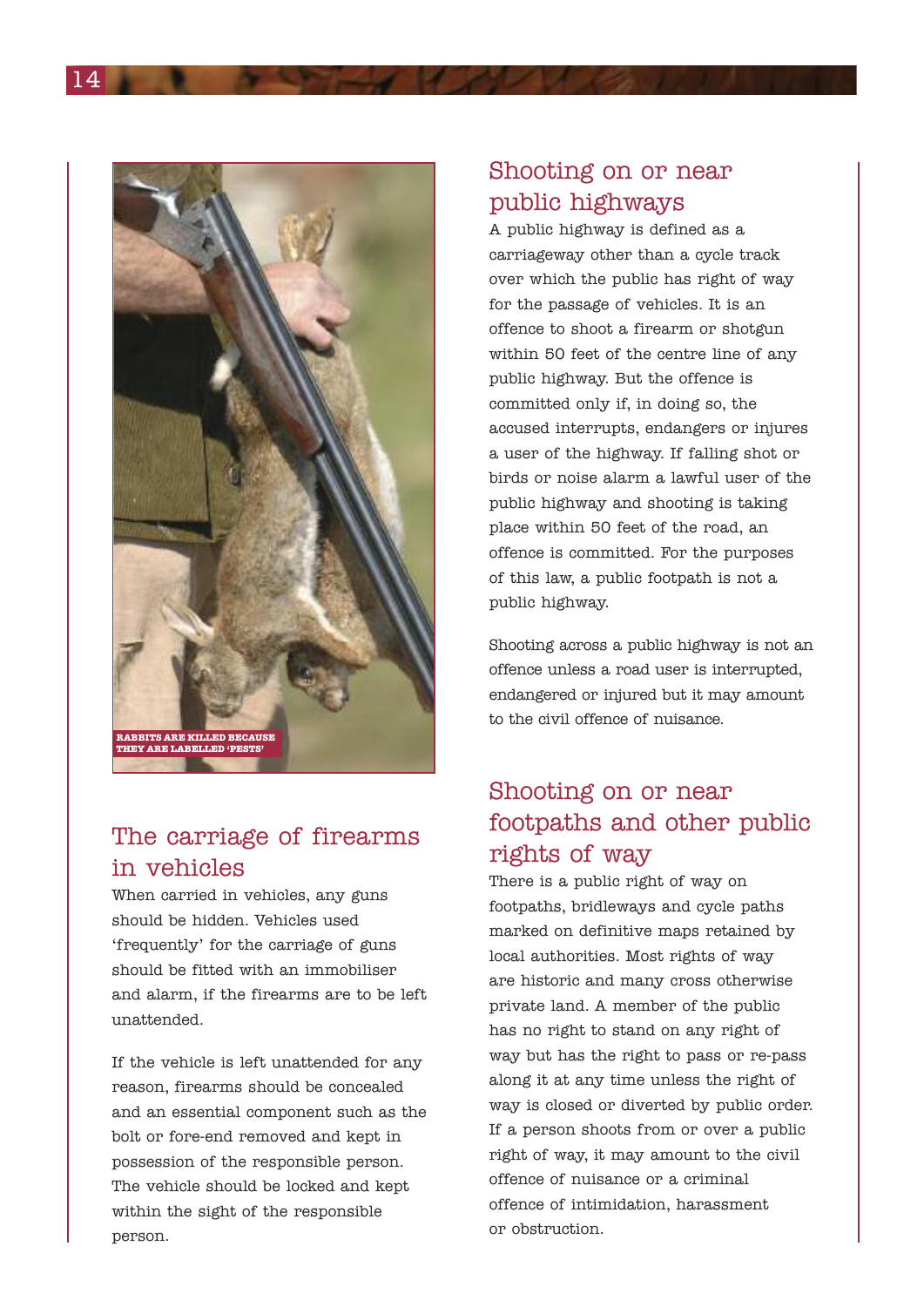RABBITS ARE KILLED BECAUSE THEY ARE LABELLED 'PESTS'

## The carriage of firearms in vehicles

When carried in vehicles, any guns should be hidden. Vehicles used 'frequently' for the carriage of guns should be fitted with an immobiliser and alarm, if the firearms are to be left unattended.

If the vehicle is left unattended for any reason, firearms should be concealed and an essential component such as the bolt or fore-end removed and kept in possession of the responsible person. The vehicle should be locked and kept within the sight of the responsible person.

## Shooting on or near public highways

A public highway is defined as a carriageway other than a cycle track over which the public has right of way for the passage of vehicles. It is an offence to shoot a firearm or shotgun within 50 feet of the centre line of any public highway. But the offence is committed only if, in doing so, the accused interrupts, endangers or injures a user of the highway. If falling shot or birds or noise alarm a lawful user of the public highway and shooting is taking place within 50 feet of the road, an offence is committed. For the purposes of this law, a public footpath is not a public highway.

Shooting across a public highway is not an offence unless a road user is interrupted, endangered or injured but it may amount to the civil offence of nuisance.

## Shooting on or near footpaths and other public rights of way

There is a public right of way on footpaths, bridleways and cycle paths marked on definitive maps retained by local authorities. Most rights of way are historic and many cross otherwise private land. A member of the public has no right to stand on any right of way but has the right to pass or re-pass along it at any time unless the right of way is closed or diverted by public order. If a person shoots from or over a public right of way, it may amount to the civil offence of nuisance or a criminal offence of intimidation, harassment or obstruction.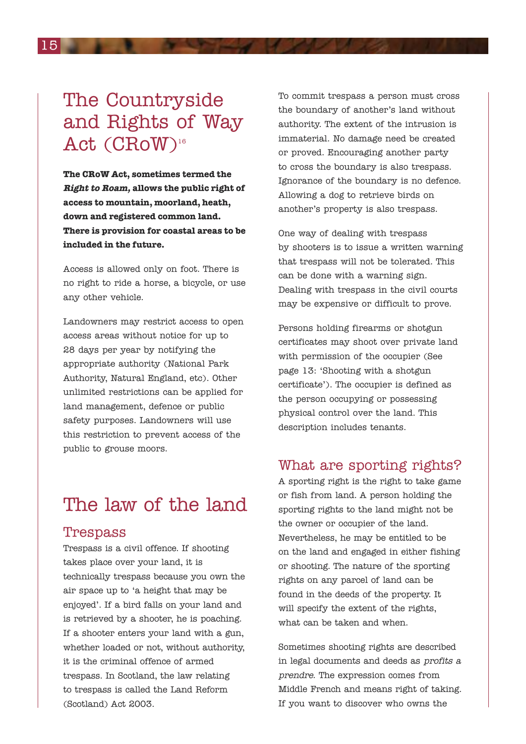# The Countryside and Rights of Way Act (CRoW)[16]

**The CRoW Act, sometimes termed the *Right to Roam,* allows the public right of access to mountain, moorland, heath, down and registered common land. There is provision for coastal areas to be included in the future.**

Access is allowed only on foot. There is no right to ride a horse, a bicycle, or use any other vehicle.

Landowners may restrict access to open access areas without notice for up to 28 days per year by notifying the appropriate authority (National Park Authority, Natural England, etc). Other unlimited restrictions can be applied for land management, defence or public safety purposes. Landowners will use this restriction to prevent access of the public to grouse moors.

# The law of the land

## Trespass

Trespass is a civil offence. If shooting takes place over your land, it is technically trespass because you own the air space up to 'a height that may be enjoyed'. If a bird falls on your land and is retrieved by a shooter, he is poaching. If a shooter enters your land with a gun, whether loaded or not, without authority, it is the criminal offence of armed trespass. In Scotland, the law relating to trespass is called the Land Reform (Scotland) Act 2003.

To commit trespass a person must cross the boundary of another's land without authority. The extent of the intrusion is immaterial. No damage need be created or proved. Encouraging another party to cross the boundary is also trespass. Ignorance of the boundary is no defence. Allowing a dog to retrieve birds on another's property is also trespass.

One way of dealing with trespass by shooters is to issue a written warning that trespass will not be tolerated. This can be done with a warning sign. Dealing with trespass in the civil courts may be expensive or difficult to prove.

Persons holding firearms or shotgun certificates may shoot over private land with permission of the occupier (See page 13: 'Shooting with a shotgun certificate'). The occupier is defined as the person occupying or possessing physical control over the land. This description includes tenants.

## What are sporting rights?

A sporting right is the right to take game or fish from land. A person holding the sporting rights to the land might not be the owner or occupier of the land. Nevertheless, he may be entitled to be on the land and engaged in either fishing or shooting. The nature of the sporting rights on any parcel of land can be found in the deeds of the property. It will specify the extent of the rights, what can be taken and when.

Sometimes shooting rights are described in legal documents and deeds as *profits a prendre*. The expression comes from Middle French and means right of taking. If you want to discover who owns the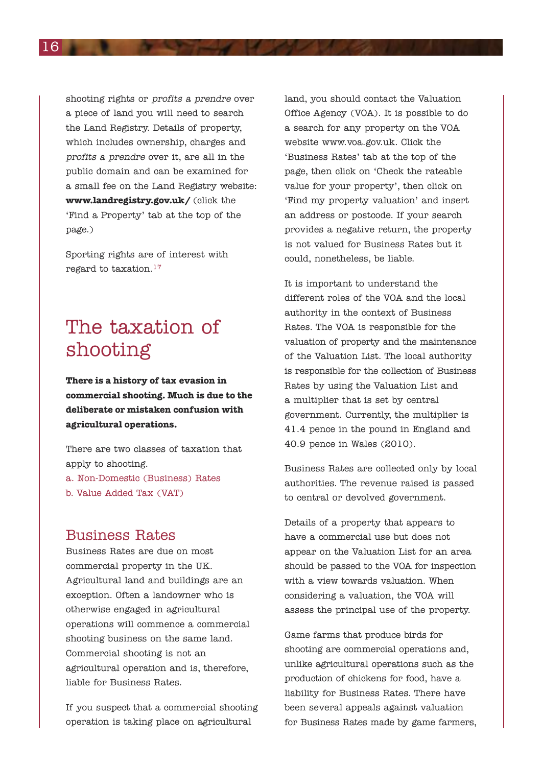shooting rights or *profits a prendre* over a piece of land you will need to search the Land Registry. Details of property, which includes ownership, charges and *profits a prendre* over it, are all in the public domain and can be examined for a small fee on the Land Registry website: **www.landregistry.gov.uk/** (click the 'Find a Property' tab at the top of the page.)

Sporting rights are of interest with regard to taxation.[17]

# The taxation of shooting

**There is a history of tax evasion in commercial shooting. Much is due to the deliberate or mistaken confusion with agricultural operations.**

There are two classes of taxation that apply to shooting.

a. Non-Domestic (Business) Rates
b. Value Added Tax (VAT)

## Business Rates

Business Rates are due on most commercial property in the UK. Agricultural land and buildings are an exception. Often a landowner who is otherwise engaged in agricultural operations will commence a commercial shooting business on the same land. Commercial shooting is not an agricultural operation and is, therefore, liable for Business Rates.

If you suspect that a commercial shooting operation is taking place on agricultural land, you should contact the Valuation Office Agency (VOA). It is possible to do a search for any property on the VOA website www.voa.gov.uk. Click the 'Business Rates' tab at the top of the page, then click on 'Check the rateable value for your property', then click on 'Find my property valuation' and insert an address or postcode. If your search provides a negative return, the property is not valued for Business Rates but it could, nonetheless, be liable.

It is important to understand the different roles of the VOA and the local authority in the context of Business Rates. The VOA is responsible for the valuation of property and the maintenance of the Valuation List. The local authority is responsible for the collection of Business Rates by using the Valuation List and a multiplier that is set by central government. Currently, the multiplier is 41.4 pence in the pound in England and 40.9 pence in Wales (2010).

Business Rates are collected only by local authorities. The revenue raised is passed to central or devolved government.

Details of a property that appears to have a commercial use but does not appear on the Valuation List for an area should be passed to the VOA for inspection with a view towards valuation. When considering a valuation, the VOA will assess the principal use of the property.

Game farms that produce birds for shooting are commercial operations and, unlike agricultural operations such as the production of chickens for food, have a liability for Business Rates. There have been several appeals against valuation for Business Rates made by game farmers,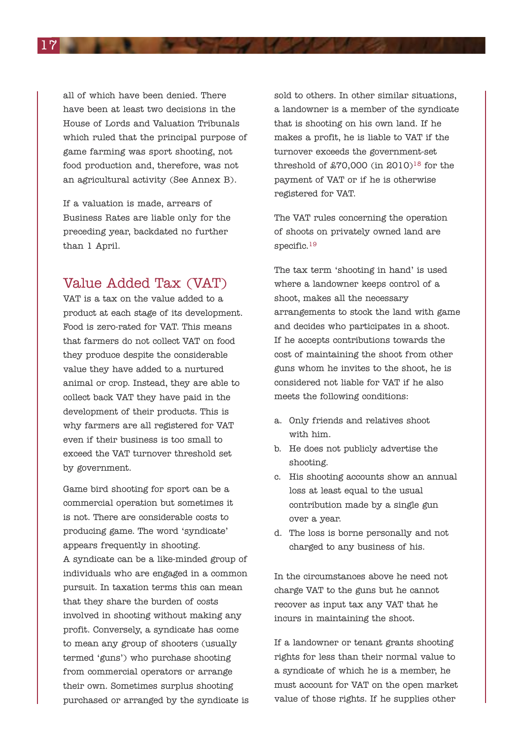all of which have been denied. There have been at least two decisions in the House of Lords and Valuation Tribunals which ruled that the principal purpose of game farming was sport shooting, not food production and, therefore, was not an agricultural activity (See Annex B).

If a valuation is made, arrears of Business Rates are liable only for the preceding year, backdated no further than 1 April.

## Value Added Tax (VAT)

VAT is a tax on the value added to a product at each stage of its development. Food is zero-rated for VAT. This means that farmers do not collect VAT on food they produce despite the considerable value they have added to a nurtured animal or crop. Instead, they are able to collect back VAT they have paid in the development of their products. This is why farmers are all registered for VAT even if their business is too small to exceed the VAT turnover threshold set by government.

Game bird shooting for sport can be a commercial operation but sometimes it is not. There are considerable costs to producing game. The word 'syndicate' appears frequently in shooting. A syndicate can be a like-minded group of individuals who are engaged in a common pursuit. In taxation terms this can mean that they share the burden of costs involved in shooting without making any profit. Conversely, a syndicate has come to mean any group of shooters (usually termed 'guns') who purchase shooting from commercial operators or arrange their own. Sometimes surplus shooting purchased or arranged by the syndicate is sold to others. In other similar situations, a landowner is a member of the syndicate that is shooting on his own land. If he makes a profit, he is liable to VAT if the turnover exceeds the government-set threshold of £70,000 (in 2010)[18] for the payment of VAT or if he is otherwise registered for VAT.

The VAT rules concerning the operation of shoots on privately owned land are specific.[19]

The tax term 'shooting in hand' is used where a landowner keeps control of a shoot, makes all the necessary arrangements to stock the land with game and decides who participates in a shoot. If he accepts contributions towards the cost of maintaining the shoot from other guns whom he invites to the shoot, he is considered not liable for VAT if he also meets the following conditions:

a. Only friends and relatives shoot with him.
b. He does not publicly advertise the shooting.
c. His shooting accounts show an annual loss at least equal to the usual contribution made by a single gun over a year.
d. The loss is borne personally and not charged to any business of his.

In the circumstances above he need not charge VAT to the guns but he cannot recover as input tax any VAT that he incurs in maintaining the shoot.

If a landowner or tenant grants shooting rights for less than their normal value to a syndicate of which he is a member, he must account for VAT on the open market value of those rights. If he supplies other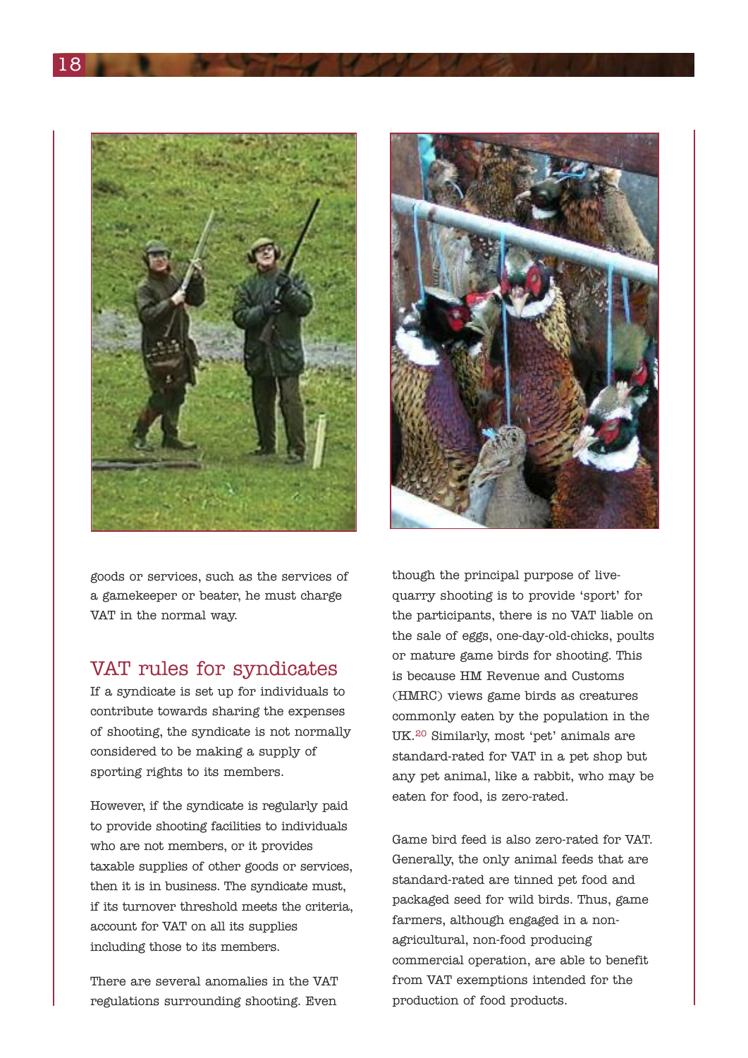goods or services, such as the services of a gamekeeper or beater, he must charge VAT in the normal way.

## VAT rules for syndicates

If a syndicate is set up for individuals to contribute towards sharing the expenses of shooting, the syndicate is not normally considered to be making a supply of sporting rights to its members.

However, if the syndicate is regularly paid to provide shooting facilities to individuals who are not members, or it provides taxable supplies of other goods or services, then it is in business. The syndicate must, if its turnover threshold meets the criteria, account for VAT on all its supplies including those to its members.

There are several anomalies in the VAT regulations surrounding shooting. Even though the principal purpose of live-quarry shooting is to provide 'sport' for the participants, there is no VAT liable on the sale of eggs, one-day-old-chicks, poults or mature game birds for shooting. This is because HM Revenue and Customs (HMRC) views game birds as creatures commonly eaten by the population in the UK.[20] Similarly, most 'pet' animals are standard-rated for VAT in a pet shop but any pet animal, like a rabbit, who may be eaten for food, is zero-rated.

Game bird feed is also zero-rated for VAT. Generally, the only animal feeds that are standard-rated are tinned pet food and packaged seed for wild birds. Thus, game farmers, although engaged in a non-agricultural, non-food producing commercial operation, are able to benefit from VAT exemptions intended for the production of food products.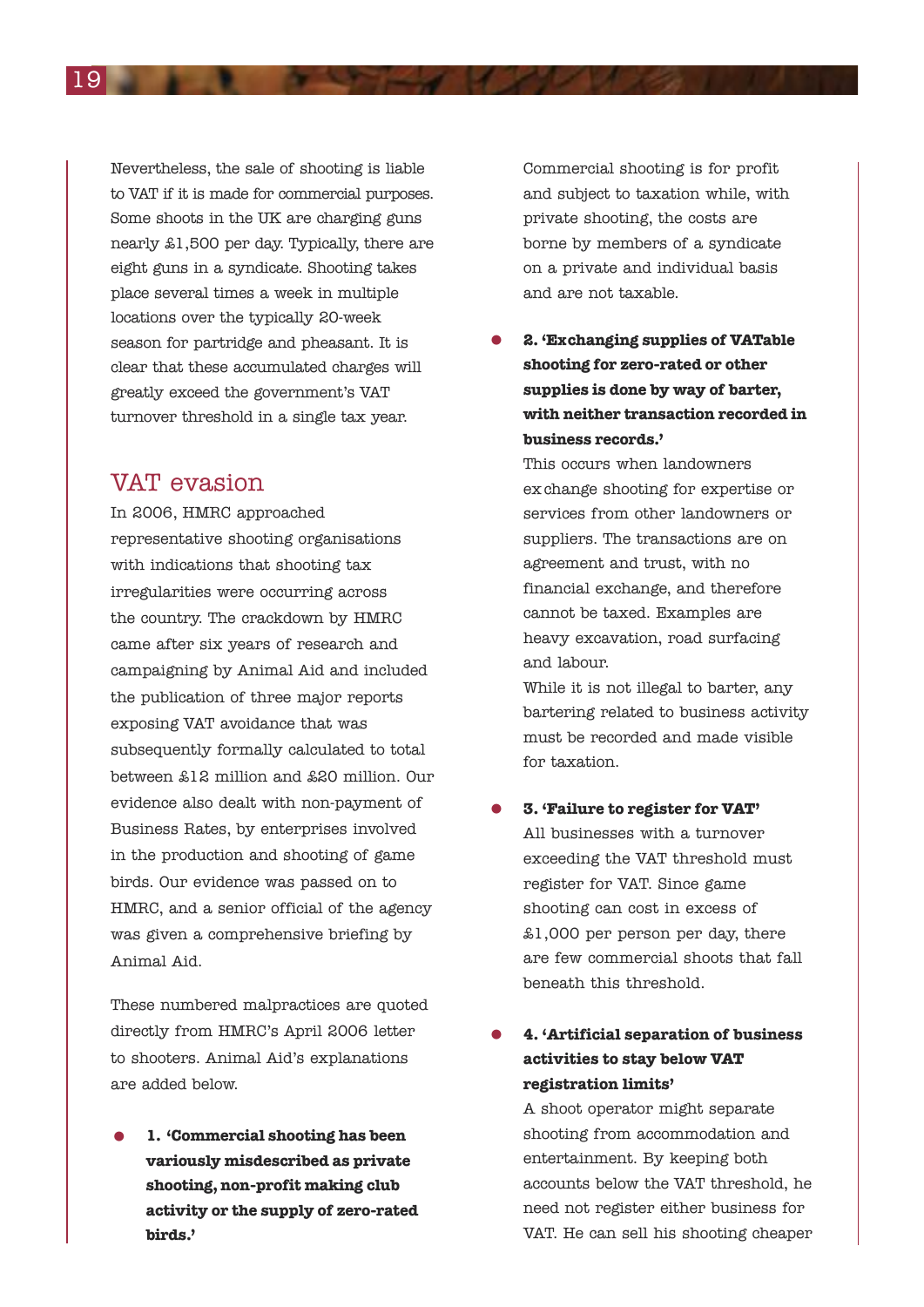Nevertheless, the sale of shooting is liable to VAT if it is made for commercial purposes. Some shoots in the UK are charging guns nearly £1,500 per day. Typically, there are eight guns in a syndicate. Shooting takes place several times a week in multiple locations over the typically 20-week season for partridge and pheasant. It is clear that these accumulated charges will greatly exceed the government's VAT turnover threshold in a single tax year.

## VAT evasion

In 2006, HMRC approached representative shooting organisations with indications that shooting tax irregularities were occurring across the country. The crackdown by HMRC came after six years of research and campaigning by Animal Aid and included the publication of three major reports exposing VAT avoidance that was subsequently formally calculated to total between £12 million and £20 million. Our evidence also dealt with non-payment of Business Rates, by enterprises involved in the production and shooting of game birds. Our evidence was passed on to HMRC, and a senior official of the agency was given a comprehensive briefing by Animal Aid.

These numbered malpractices are quoted directly from HMRC's April 2006 letter to shooters. Animal Aid's explanations are added below.

- **1. 'Commercial shooting has been variously misdescribed as private shooting, non-profit making club activity or the supply of zero-rated birds.'**

  Commercial shooting is for profit and subject to taxation while, with private shooting, the costs are borne by members of a syndicate on a private and individual basis and are not taxable.

- **2. 'Exchanging supplies of VATable shooting for zero-rated or other supplies is done by way of barter, with neither transaction recorded in business records.'**

  This occurs when landowners exchange shooting for expertise or services from other landowners or suppliers. The transactions are on agreement and trust, with no financial exchange, and therefore cannot be taxed. Examples are heavy excavation, road surfacing and labour.

  While it is not illegal to barter, any bartering related to business activity must be recorded and made visible for taxation.

- **3. 'Failure to register for VAT'**

  All businesses with a turnover exceeding the VAT threshold must register for VAT. Since game shooting can cost in excess of £1,000 per person per day, there are few commercial shoots that fall beneath this threshold.

- **4. 'Artificial separation of business activities to stay below VAT registration limits'**

  A shoot operator might separate shooting from accommodation and entertainment. By keeping both accounts below the VAT threshold, he need not register either business for VAT. He can sell his shooting cheaper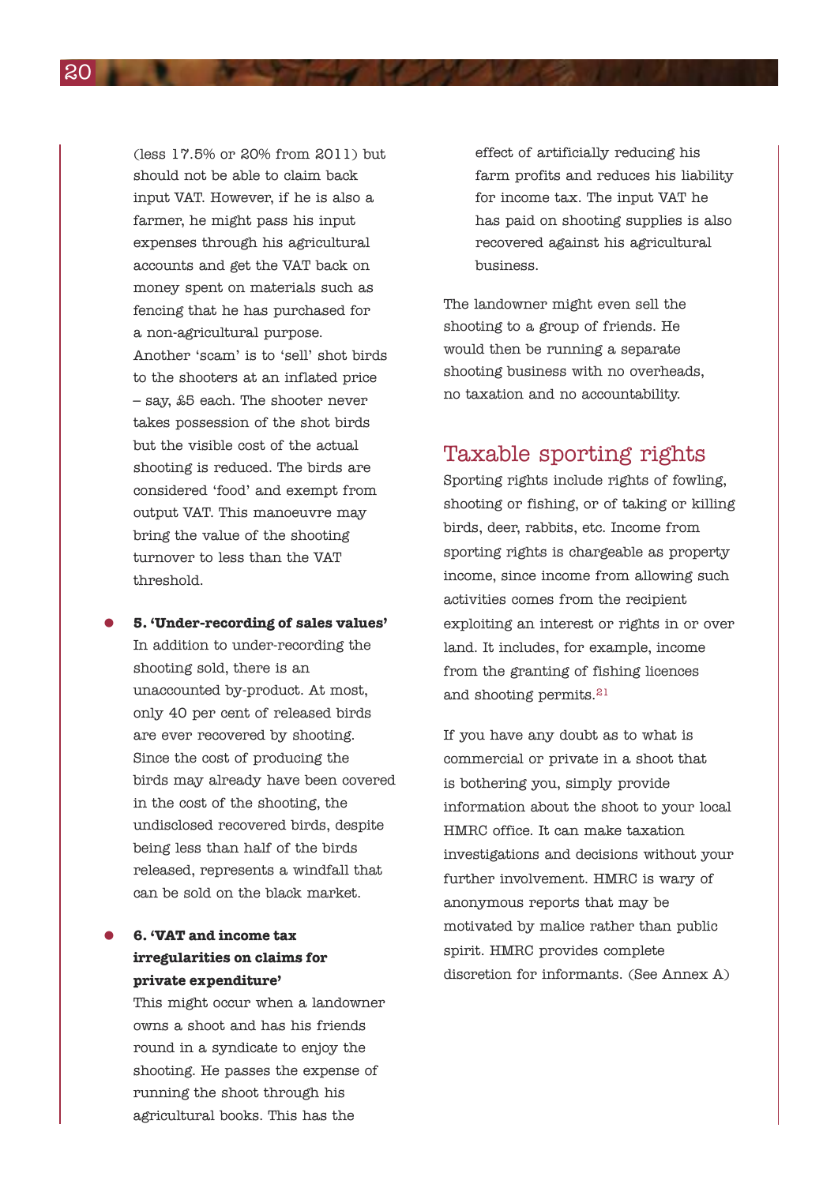(less 17.5% or 20% from 2011) but should not be able to claim back input VAT. However, if he is also a farmer, he might pass his input expenses through his agricultural accounts and get the VAT back on money spent on materials such as fencing that he has purchased for a non-agricultural purpose. Another 'scam' is to 'sell' shot birds to the shooters at an inflated price – say, £5 each. The shooter never takes possession of the shot birds but the visible cost of the actual shooting is reduced. The birds are considered 'food' and exempt from output VAT. This manoeuvre may bring the value of the shooting turnover to less than the VAT threshold.

- **5. 'Under-recording of sales values'**
  In addition to under-recording the shooting sold, there is an unaccounted by-product. At most, only 40 per cent of released birds are ever recovered by shooting. Since the cost of producing the birds may already have been covered in the cost of the shooting, the undisclosed recovered birds, despite being less than half of the birds released, represents a windfall that can be sold on the black market.

- **6. 'VAT and income tax irregularities on claims for private expenditure'**
  This might occur when a landowner owns a shoot and has his friends round in a syndicate to enjoy the shooting. He passes the expense of running the shoot through his agricultural books. This has the effect of artificially reducing his farm profits and reduces his liability for income tax. The input VAT he has paid on shooting supplies is also recovered against his agricultural business.

The landowner might even sell the shooting to a group of friends. He would then be running a separate shooting business with no overheads, no taxation and no accountability.

## Taxable sporting rights

Sporting rights include rights of fowling, shooting or fishing, or of taking or killing birds, deer, rabbits, etc. Income from sporting rights is chargeable as property income, since income from allowing such activities comes from the recipient exploiting an interest or rights in or over land. It includes, for example, income from the granting of fishing licences and shooting permits.[21]

If you have any doubt as to what is commercial or private in a shoot that is bothering you, simply provide information about the shoot to your local HMRC office. It can make taxation investigations and decisions without your further involvement. HMRC is wary of anonymous reports that may be motivated by malice rather than public spirit. HMRC provides complete discretion for informants. (See Annex A)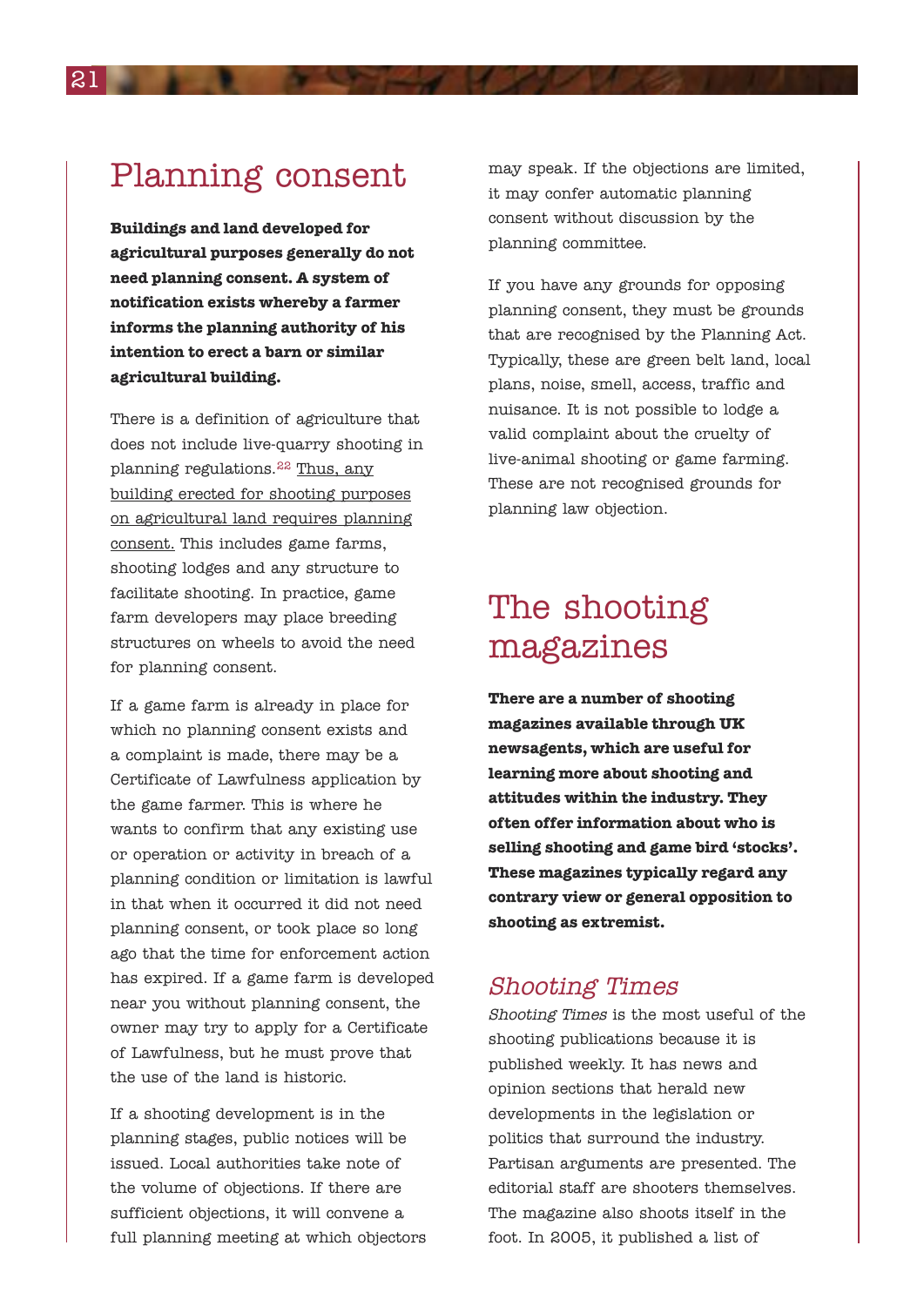## Planning consent

**Buildings and land developed for agricultural purposes generally do not need planning consent. A system of notification exists whereby a farmer informs the planning authority of his intention to erect a barn or similar agricultural building.**

There is a definition of agriculture that does not include live-quarry shooting in planning regulations.[22] <u>Thus, any building erected for shooting purposes on agricultural land requires planning consent.</u> This includes game farms, shooting lodges and any structure to facilitate shooting. In practice, game farm developers may place breeding structures on wheels to avoid the need for planning consent.

If a game farm is already in place for which no planning consent exists and a complaint is made, there may be a Certificate of Lawfulness application by the game farmer. This is where he wants to confirm that any existing use or operation or activity in breach of a planning condition or limitation is lawful in that when it occurred it did not need planning consent, or took place so long ago that the time for enforcement action has expired. If a game farm is developed near you without planning consent, the owner may try to apply for a Certificate of Lawfulness, but he must prove that the use of the land is historic.

If a shooting development is in the planning stages, public notices will be issued. Local authorities take note of the volume of objections. If there are sufficient objections, it will convene a full planning meeting at which objectors may speak. If the objections are limited, it may confer automatic planning consent without discussion by the planning committee.

If you have any grounds for opposing planning consent, they must be grounds that are recognised by the Planning Act. Typically, these are green belt land, local plans, noise, smell, access, traffic and nuisance. It is not possible to lodge a valid complaint about the cruelty of live-animal shooting or game farming. These are not recognised grounds for planning law objection.

## The shooting magazines

**There are a number of shooting magazines available through UK newsagents, which are useful for learning more about shooting and attitudes within the industry. They often offer information about who is selling shooting and game bird 'stocks'. These magazines typically regard any contrary view or general opposition to shooting as extremist.**

### *Shooting Times*

*Shooting Times* is the most useful of the shooting publications because it is published weekly. It has news and opinion sections that herald new developments in the legislation or politics that surround the industry. Partisan arguments are presented. The editorial staff are shooters themselves. The magazine also shoots itself in the foot. In 2005, it published a list of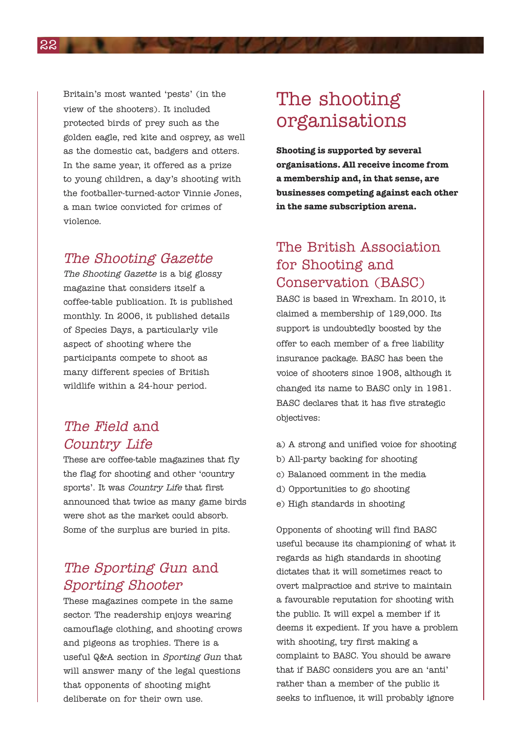Britain's most wanted 'pests' (in the view of the shooters). It included protected birds of prey such as the golden eagle, red kite and osprey, as well as the domestic cat, badgers and otters. In the same year, it offered as a prize to young children, a day's shooting with the footballer-turned-actor Vinnie Jones, a man twice convicted for crimes of violence.

### *The Shooting Gazette*

*The Shooting Gazette* is a big glossy magazine that considers itself a coffee-table publication. It is published monthly. In 2006, it published details of Species Days, a particularly vile aspect of shooting where the participants compete to shoot as many different species of British wildlife within a 24-hour period.

### *The Field* and *Country Life*

These are coffee-table magazines that fly the flag for shooting and other 'country sports'. It was *Country Life* that first announced that twice as many game birds were shot as the market could absorb. Some of the surplus are buried in pits.

### *The Sporting Gun* and *Sporting Shooter*

These magazines compete in the same sector. The readership enjoys wearing camouflage clothing, and shooting crows and pigeons as trophies. There is a useful Q&A section in *Sporting Gun* that will answer many of the legal questions that opponents of shooting might deliberate on for their own use.

## The shooting organisations

**Shooting is supported by several organisations. All receive income from a membership and, in that sense, are businesses competing against each other in the same subscription arena.**

### The British Association for Shooting and Conservation (BASC)

BASC is based in Wrexham. In 2010, it claimed a membership of 129,000. Its support is undoubtedly boosted by the offer to each member of a free liability insurance package. BASC has been the voice of shooters since 1908, although it changed its name to BASC only in 1981. BASC declares that it has five strategic objectives:

a) A strong and unified voice for shooting
b) All-party backing for shooting
c) Balanced comment in the media
d) Opportunities to go shooting
e) High standards in shooting

Opponents of shooting will find BASC useful because its championing of what it regards as high standards in shooting dictates that it will sometimes react to overt malpractice and strive to maintain a favourable reputation for shooting with the public. It will expel a member if it deems it expedient. If you have a problem with shooting, try first making a complaint to BASC. You should be aware that if BASC considers you are an 'anti' rather than a member of the public it seeks to influence, it will probably ignore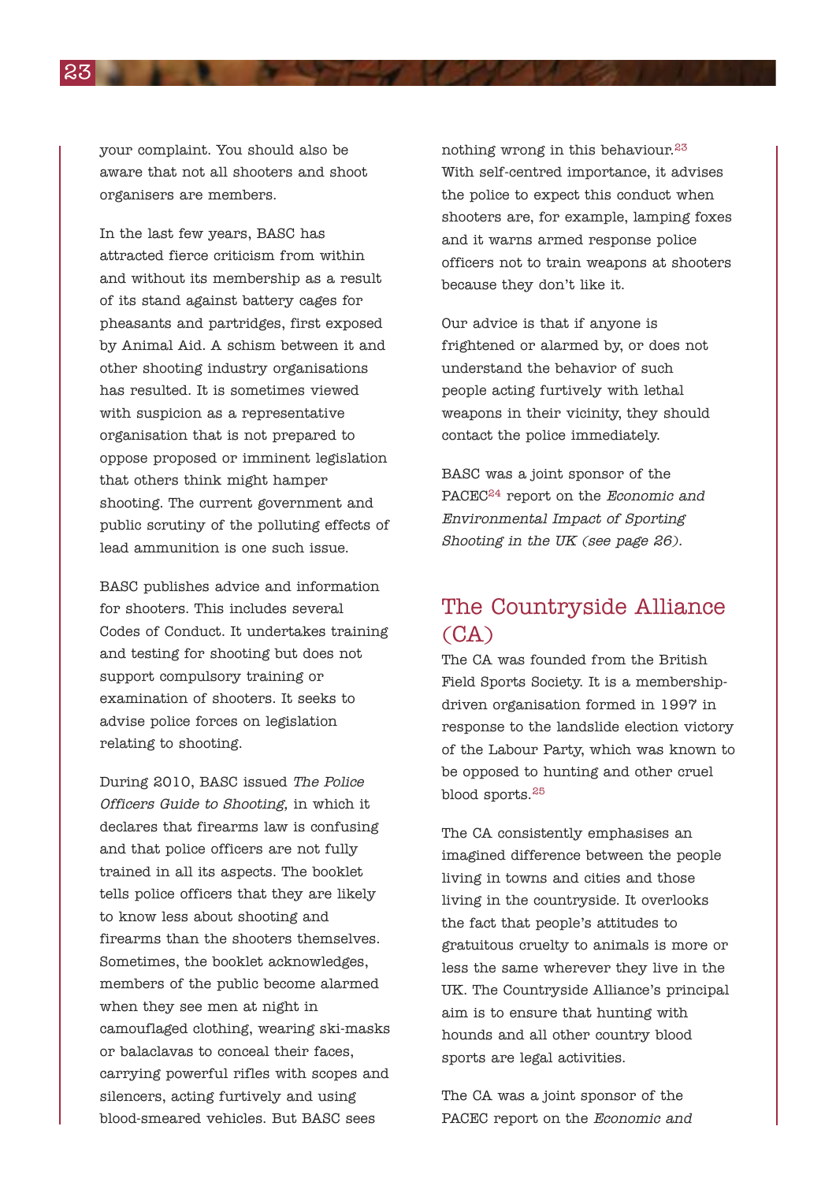your complaint. You should also be aware that not all shooters and shoot organisers are members.

In the last few years, BASC has attracted fierce criticism from within and without its membership as a result of its stand against battery cages for pheasants and partridges, first exposed by Animal Aid. A schism between it and other shooting industry organisations has resulted. It is sometimes viewed with suspicion as a representative organisation that is not prepared to oppose proposed or imminent legislation that others think might hamper shooting. The current government and public scrutiny of the polluting effects of lead ammunition is one such issue.

BASC publishes advice and information for shooters. This includes several Codes of Conduct. It undertakes training and testing for shooting but does not support compulsory training or examination of shooters. It seeks to advise police forces on legislation relating to shooting.

During 2010, BASC issued *The Police Officers Guide to Shooting*, in which it declares that firearms law is confusing and that police officers are not fully trained in all its aspects. The booklet tells police officers that they are likely to know less about shooting and firearms than the shooters themselves. Sometimes, the booklet acknowledges, members of the public become alarmed when they see men at night in camouflaged clothing, wearing ski-masks or balaclavas to conceal their faces, carrying powerful rifles with scopes and silencers, acting furtively and using blood-smeared vehicles. But BASC sees nothing wrong in this behaviour.[23] With self-centred importance, it advises the police to expect this conduct when shooters are, for example, lamping foxes and it warns armed response police officers not to train weapons at shooters because they don't like it.

Our advice is that if anyone is frightened or alarmed by, or does not understand the behavior of such people acting furtively with lethal weapons in their vicinity, they should contact the police immediately.

BASC was a joint sponsor of the PACEC[24] report on the *Economic and Environmental Impact of Sporting Shooting in the UK (see page 26).*

## The Countryside Alliance (CA)

The CA was founded from the British Field Sports Society. It is a membership-driven organisation formed in 1997 in response to the landslide election victory of the Labour Party, which was known to be opposed to hunting and other cruel blood sports.[25]

The CA consistently emphasises an imagined difference between the people living in towns and cities and those living in the countryside. It overlooks the fact that people's attitudes to gratuitous cruelty to animals is more or less the same wherever they live in the UK. The Countryside Alliance's principal aim is to ensure that hunting with hounds and all other country blood sports are legal activities.

The CA was a joint sponsor of the PACEC report on the *Economic and*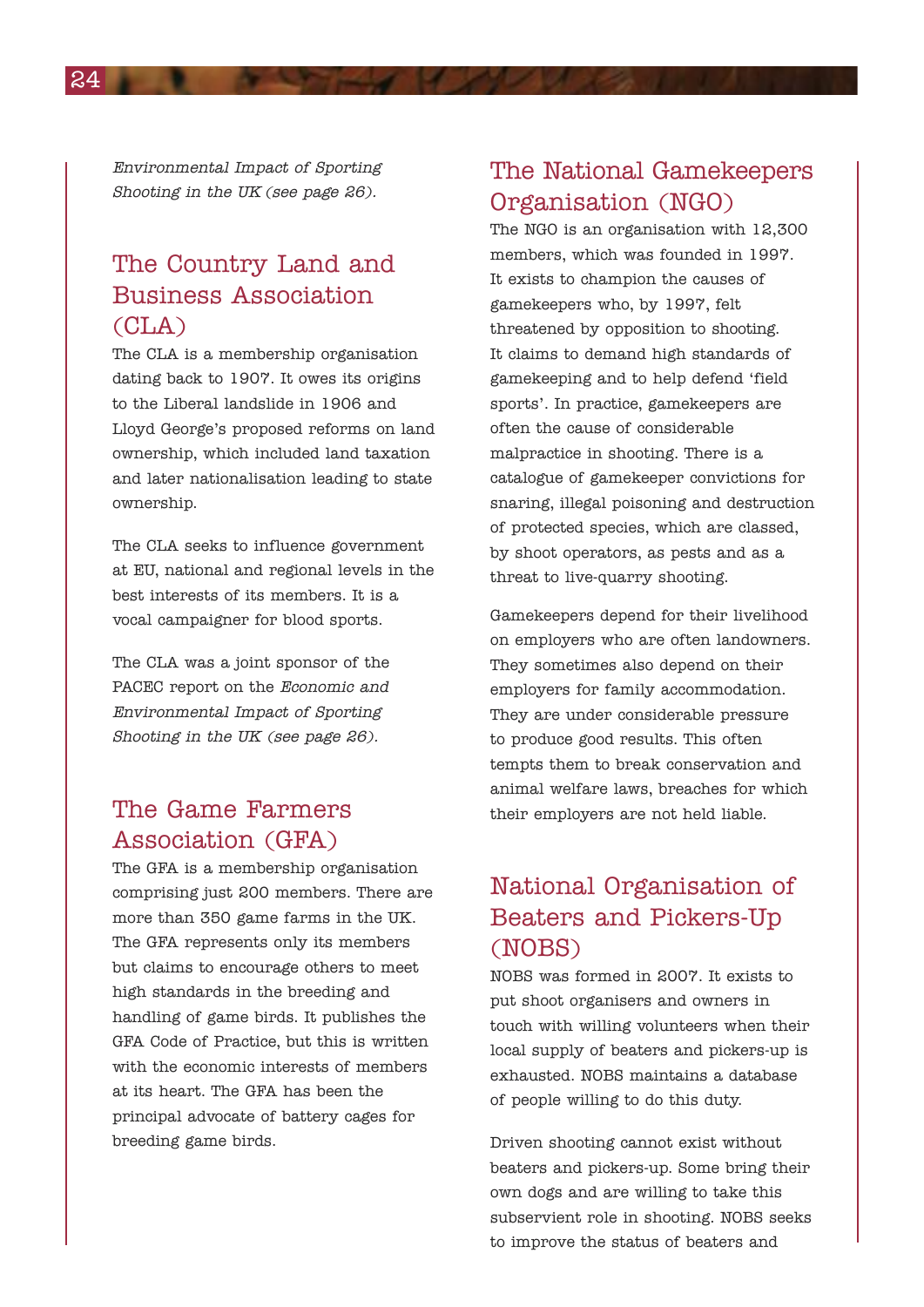*Environmental Impact of Sporting Shooting in the UK (see page 26).*

## The Country Land and Business Association (CLA)

The CLA is a membership organisation dating back to 1907. It owes its origins to the Liberal landslide in 1906 and Lloyd George's proposed reforms on land ownership, which included land taxation and later nationalisation leading to state ownership.

The CLA seeks to influence government at EU, national and regional levels in the best interests of its members. It is a vocal campaigner for blood sports.

The CLA was a joint sponsor of the PACEC report on the *Economic and Environmental Impact of Sporting Shooting in the UK (see page 26).*

## The Game Farmers Association (GFA)

The GFA is a membership organisation comprising just 200 members. There are more than 350 game farms in the UK. The GFA represents only its members but claims to encourage others to meet high standards in the breeding and handling of game birds. It publishes the GFA Code of Practice, but this is written with the economic interests of members at its heart. The GFA has been the principal advocate of battery cages for breeding game birds.

## The National Gamekeepers Organisation (NGO)

The NGO is an organisation with 12,300 members, which was founded in 1997. It exists to champion the causes of gamekeepers who, by 1997, felt threatened by opposition to shooting. It claims to demand high standards of gamekeeping and to help defend 'field sports'. In practice, gamekeepers are often the cause of considerable malpractice in shooting. There is a catalogue of gamekeeper convictions for snaring, illegal poisoning and destruction of protected species, which are classed, by shoot operators, as pests and as a threat to live-quarry shooting.

Gamekeepers depend for their livelihood on employers who are often landowners. They sometimes also depend on their employers for family accommodation. They are under considerable pressure to produce good results. This often tempts them to break conservation and animal welfare laws, breaches for which their employers are not held liable.

## National Organisation of Beaters and Pickers-Up (NOBS)

NOBS was formed in 2007. It exists to put shoot organisers and owners in touch with willing volunteers when their local supply of beaters and pickers-up is exhausted. NOBS maintains a database of people willing to do this duty.

Driven shooting cannot exist without beaters and pickers-up. Some bring their own dogs and are willing to take this subservient role in shooting. NOBS seeks to improve the status of beaters and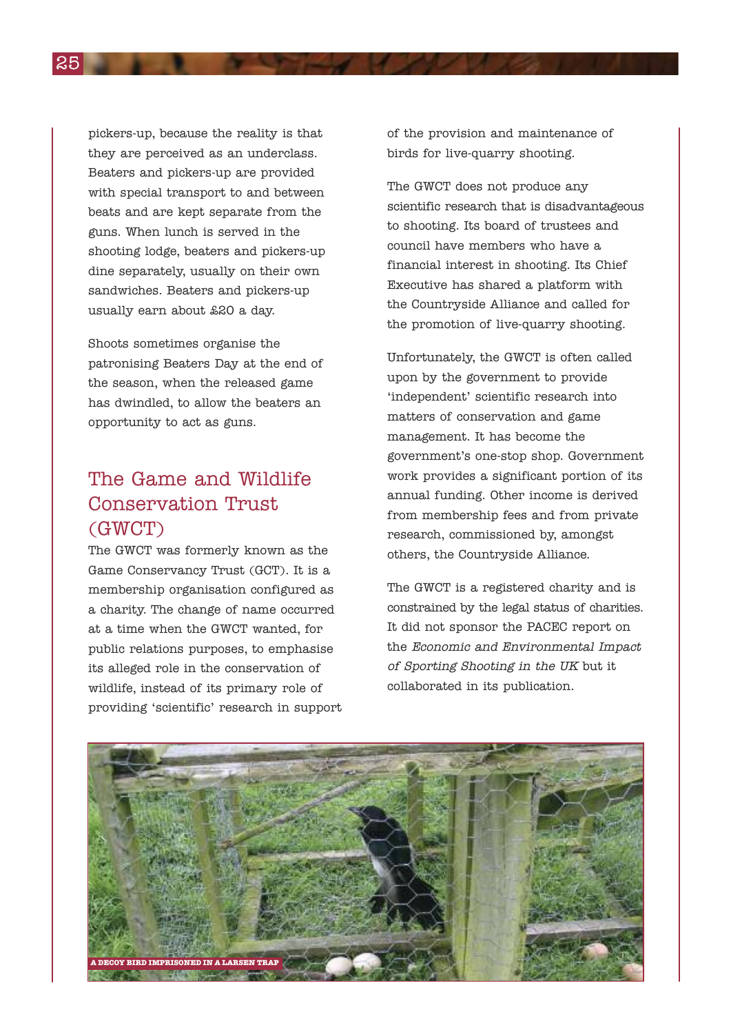pickers-up, because the reality is that they are perceived as an underclass. Beaters and pickers-up are provided with special transport to and between beats and are kept separate from the guns. When lunch is served in the shooting lodge, beaters and pickers-up dine separately, usually on their own sandwiches. Beaters and pickers-up usually earn about £20 a day.

Shoots sometimes organise the patronising Beaters Day at the end of the season, when the released game has dwindled, to allow the beaters an opportunity to act as guns.

## The Game and Wildlife Conservation Trust (GWCT)

The GWCT was formerly known as the Game Conservancy Trust (GCT). It is a membership organisation configured as a charity. The change of name occurred at a time when the GWCT wanted, for public relations purposes, to emphasise its alleged role in the conservation of wildlife, instead of its primary role of providing 'scientific' research in support of the provision and maintenance of birds for live-quarry shooting.

The GWCT does not produce any scientific research that is disadvantageous to shooting. Its board of trustees and council have members who have a financial interest in shooting. Its Chief Executive has shared a platform with the Countryside Alliance and called for the promotion of live-quarry shooting.

Unfortunately, the GWCT is often called upon by the government to provide 'independent' scientific research into matters of conservation and game management. It has become the government's one-stop shop. Government work provides a significant portion of its annual funding. Other income is derived from membership fees and from private research, commissioned by, amongst others, the Countryside Alliance.

The GWCT is a registered charity and is constrained by the legal status of charities. It did not sponsor the PACEC report on the *Economic and Environmental Impact of Sporting Shooting in the UK* but it collaborated in its publication.

A DECOY BIRD IMPRISONED IN A LARSEN TRAP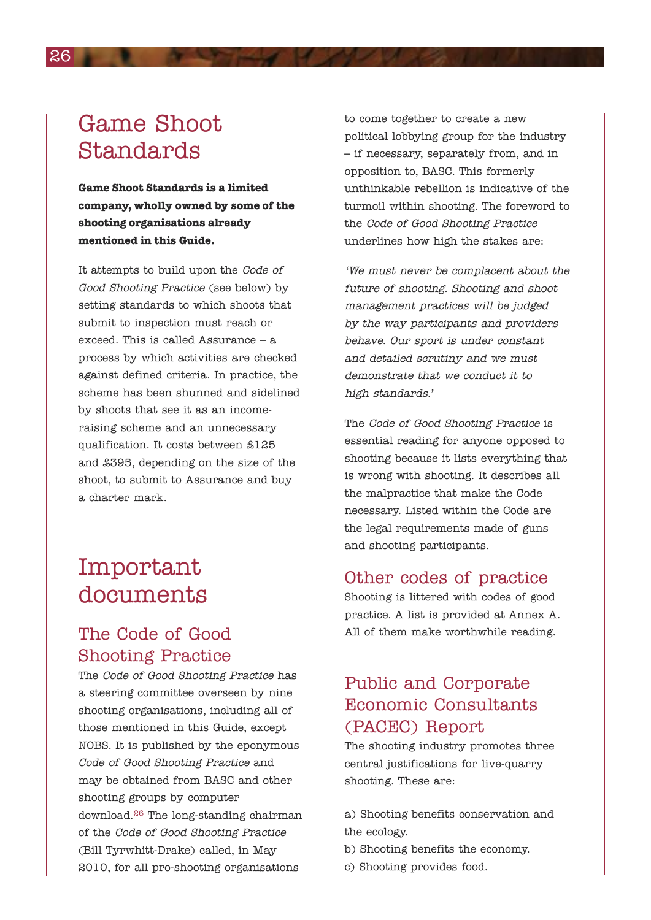# Game Shoot Standards

**Game Shoot Standards is a limited company, wholly owned by some of the shooting organisations already mentioned in this Guide.**

It attempts to build upon the *Code of Good Shooting Practice* (see below) by setting standards to which shoots that submit to inspection must reach or exceed. This is called Assurance – a process by which activities are checked against defined criteria. In practice, the scheme has been shunned and sidelined by shoots that see it as an income-raising scheme and an unnecessary qualification. It costs between £125 and £395, depending on the size of the shoot, to submit to Assurance and buy a charter mark.

# Important documents

## The Code of Good Shooting Practice

The *Code of Good Shooting Practice* has a steering committee overseen by nine shooting organisations, including all of those mentioned in this Guide, except NOBS. It is published by the eponymous *Code of Good Shooting Practice* and may be obtained from BASC and other shooting groups by computer download.[26] The long-standing chairman of the *Code of Good Shooting Practice* (Bill Tyrwhitt-Drake) called, in May 2010, for all pro-shooting organisations to come together to create a new political lobbying group for the industry – if necessary, separately from, and in opposition to, BASC. This formerly unthinkable rebellion is indicative of the turmoil within shooting. The foreword to the *Code of Good Shooting Practice* underlines how high the stakes are:

*'We must never be complacent about the future of shooting. Shooting and shoot management practices will be judged by the way participants and providers behave. Our sport is under constant and detailed scrutiny and we must demonstrate that we conduct it to high standards.'*

The *Code of Good Shooting Practice* is essential reading for anyone opposed to shooting because it lists everything that is wrong with shooting. It describes all the malpractice that make the Code necessary. Listed within the Code are the legal requirements made of guns and shooting participants.

## Other codes of practice

Shooting is littered with codes of good practice. A list is provided at Annex A. All of them make worthwhile reading.

## Public and Corporate Economic Consultants (PACEC) Report

The shooting industry promotes three central justifications for live-quarry shooting. These are:

a) Shooting benefits conservation and the ecology.
b) Shooting benefits the economy.
c) Shooting provides food.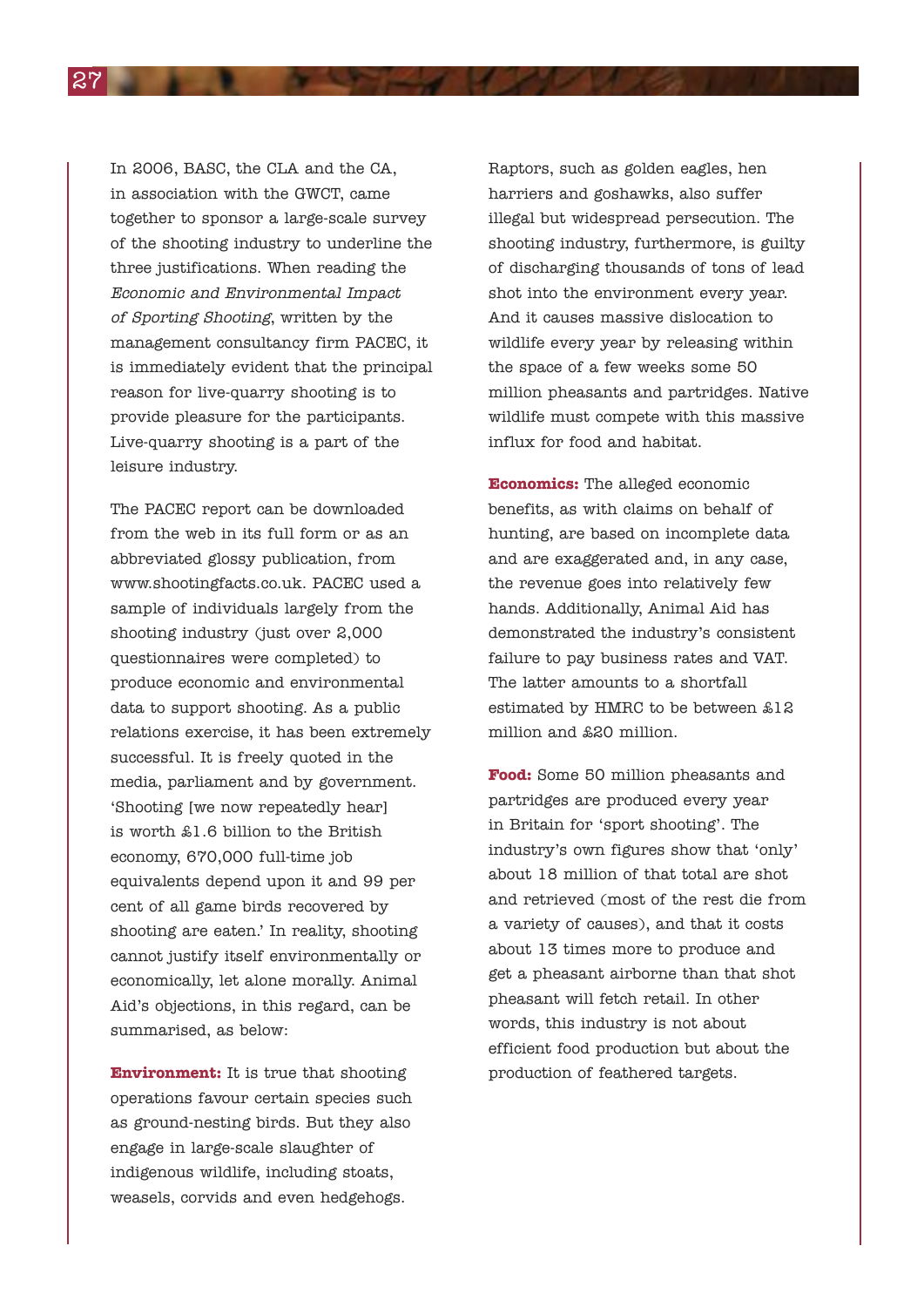In 2006, BASC, the CLA and the CA, in association with the GWCT, came together to sponsor a large-scale survey of the shooting industry to underline the three justifications. When reading the *Economic and Environmental Impact of Sporting Shooting*, written by the management consultancy firm PACEC, it is immediately evident that the principal reason for live-quarry shooting is to provide pleasure for the participants. Live-quarry shooting is a part of the leisure industry.

The PACEC report can be downloaded from the web in its full form or as an abbreviated glossy publication, from www.shootingfacts.co.uk. PACEC used a sample of individuals largely from the shooting industry (just over 2,000 questionnaires were completed) to produce economic and environmental data to support shooting. As a public relations exercise, it has been extremely successful. It is freely quoted in the media, parliament and by government. 'Shooting [we now repeatedly hear] is worth £1.6 billion to the British economy, 670,000 full-time job equivalents depend upon it and 99 per cent of all game birds recovered by shooting are eaten.' In reality, shooting cannot justify itself environmentally or economically, let alone morally. Animal Aid's objections, in this regard, can be summarised, as below:

**Environment:** It is true that shooting operations favour certain species such as ground-nesting birds. But they also engage in large-scale slaughter of indigenous wildlife, including stoats, weasels, corvids and even hedgehogs. Raptors, such as golden eagles, hen harriers and goshawks, also suffer illegal but widespread persecution. The shooting industry, furthermore, is guilty of discharging thousands of tons of lead shot into the environment every year. And it causes massive dislocation to wildlife every year by releasing within the space of a few weeks some 50 million pheasants and partridges. Native wildlife must compete with this massive influx for food and habitat.

**Economics:** The alleged economic benefits, as with claims on behalf of hunting, are based on incomplete data and are exaggerated and, in any case, the revenue goes into relatively few hands. Additionally, Animal Aid has demonstrated the industry's consistent failure to pay business rates and VAT. The latter amounts to a shortfall estimated by HMRC to be between £12 million and £20 million.

**Food:** Some 50 million pheasants and partridges are produced every year in Britain for 'sport shooting'. The industry's own figures show that 'only' about 18 million of that total are shot and retrieved (most of the rest die from a variety of causes), and that it costs about 13 times more to produce and get a pheasant airborne than that shot pheasant will fetch retail. In other words, this industry is not about efficient food production but about the production of feathered targets.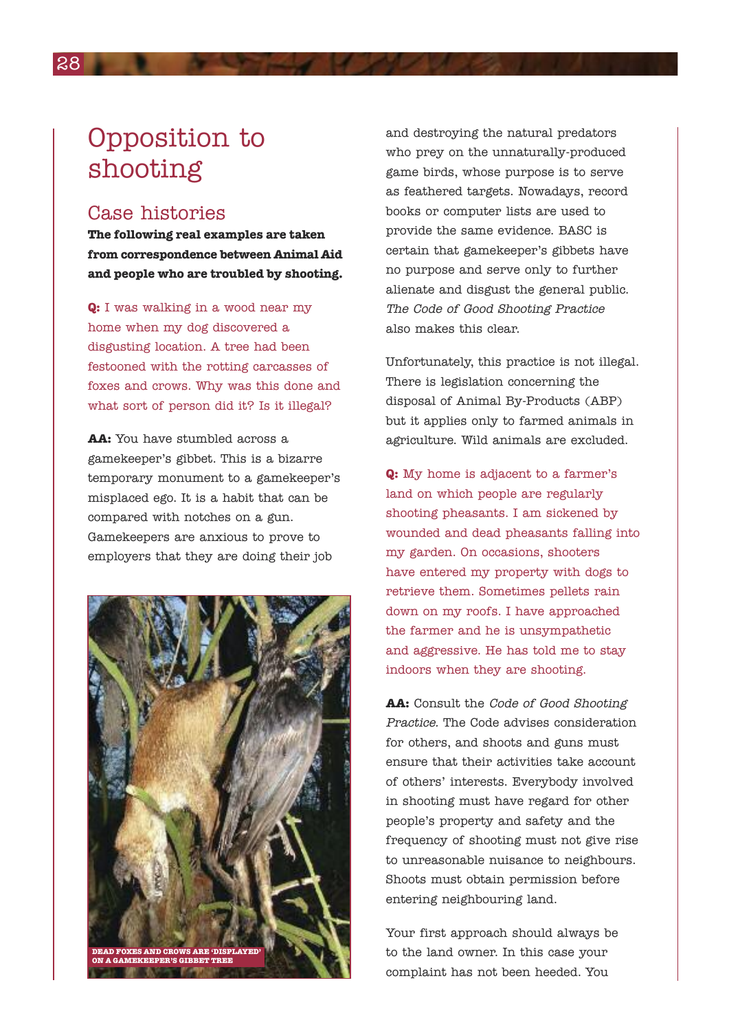# Opposition to shooting

## Case histories

**The following real examples are taken from correspondence between Animal Aid and people who are troubled by shooting.**

**Q:** I was walking in a wood near my home when my dog discovered a disgusting location. A tree had been festooned with the rotting carcasses of foxes and crows. Why was this done and what sort of person did it? Is it illegal?

**AA:** You have stumbled across a gamekeeper's gibbet. This is a bizarre temporary monument to a gamekeeper's misplaced ego. It is a habit that can be compared with notches on a gun. Gamekeepers are anxious to prove to employers that they are doing their job and destroying the natural predators who prey on the unnaturally-produced game birds, whose purpose is to serve as feathered targets. Nowadays, record books or computer lists are used to provide the same evidence. BASC is certain that gamekeeper's gibbets have no purpose and serve only to further alienate and disgust the general public. *The Code of Good Shooting Practice* also makes this clear.

DEAD FOXES AND CROWS ARE 'DISPLAYED' ON A GAMEKEEPER'S GIBBET TREE

Unfortunately, this practice is not illegal. There is legislation concerning the disposal of Animal By-Products (ABP) but it applies only to farmed animals in agriculture. Wild animals are excluded.

**Q:** My home is adjacent to a farmer's land on which people are regularly shooting pheasants. I am sickened by wounded and dead pheasants falling into my garden. On occasions, shooters have entered my property with dogs to retrieve them. Sometimes pellets rain down on my roofs. I have approached the farmer and he is unsympathetic and aggressive. He has told me to stay indoors when they are shooting.

**AA:** Consult the *Code of Good Shooting Practice*. The Code advises consideration for others, and shoots and guns must ensure that their activities take account of others' interests. Everybody involved in shooting must have regard for other people's property and safety and the frequency of shooting must not give rise to unreasonable nuisance to neighbours. Shoots must obtain permission before entering neighbouring land.

Your first approach should always be to the land owner. In this case your complaint has not been heeded. You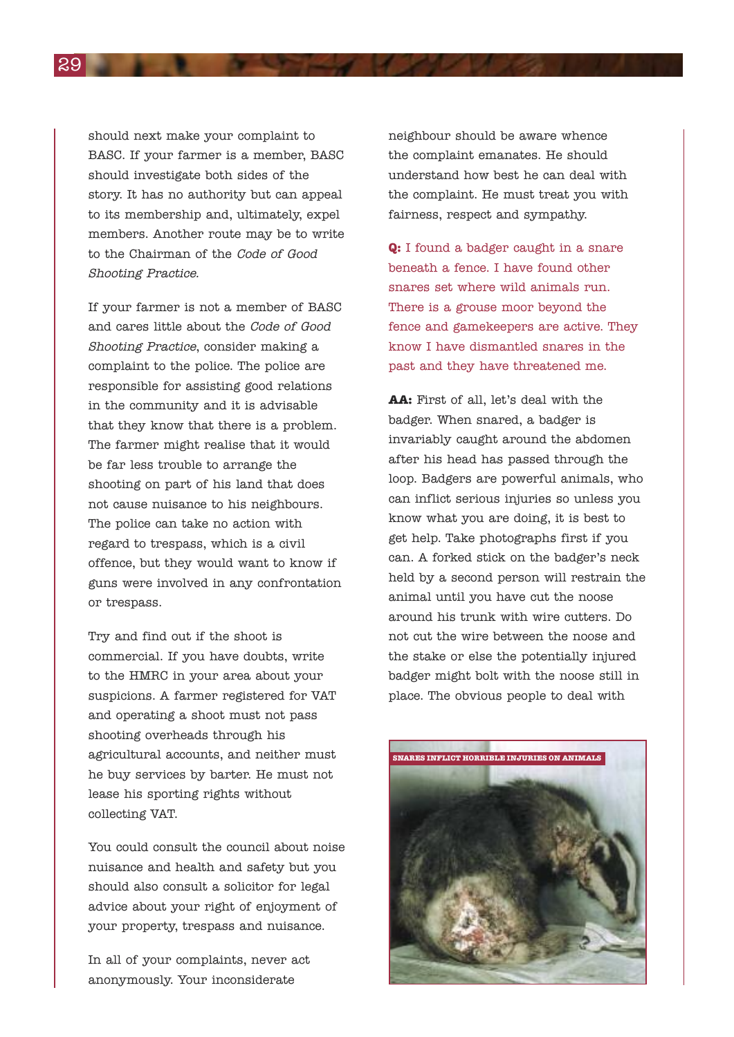should next make your complaint to BASC. If your farmer is a member, BASC should investigate both sides of the story. It has no authority but can appeal to its membership and, ultimately, expel members. Another route may be to write to the Chairman of the *Code of Good Shooting Practice*.

If your farmer is not a member of BASC and cares little about the *Code of Good Shooting Practice*, consider making a complaint to the police. The police are responsible for assisting good relations in the community and it is advisable that they know that there is a problem. The farmer might realise that it would be far less trouble to arrange the shooting on part of his land that does not cause nuisance to his neighbours. The police can take no action with regard to trespass, which is a civil offence, but they would want to know if guns were involved in any confrontation or trespass.

Try and find out if the shoot is commercial. If you have doubts, write to the HMRC in your area about your suspicions. A farmer registered for VAT and operating a shoot must not pass shooting overheads through his agricultural accounts, and neither must he buy services by barter. He must not lease his sporting rights without collecting VAT.

You could consult the council about noise nuisance and health and safety but you should also consult a solicitor for legal advice about your right of enjoyment of your property, trespass and nuisance.

In all of your complaints, never act anonymously. Your inconsiderate neighbour should be aware whence the complaint emanates. He should understand how best he can deal with the complaint. He must treat you with fairness, respect and sympathy.

**Q:** I found a badger caught in a snare beneath a fence. I have found other snares set where wild animals run. There is a grouse moor beyond the fence and gamekeepers are active. They know I have dismantled snares in the past and they have threatened me.

**AA:** First of all, let's deal with the badger. When snared, a badger is invariably caught around the abdomen after his head has passed through the loop. Badgers are powerful animals, who can inflict serious injuries so unless you know what you are doing, it is best to get help. Take photographs first if you can. A forked stick on the badger's neck held by a second person will restrain the animal until you have cut the noose around his trunk with wire cutters. Do not cut the wire between the noose and the stake or else the potentially injured badger might bolt with the noose still in place. The obvious people to deal with

SNARES INFLICT HORRIBLE INJURIES ON ANIMALS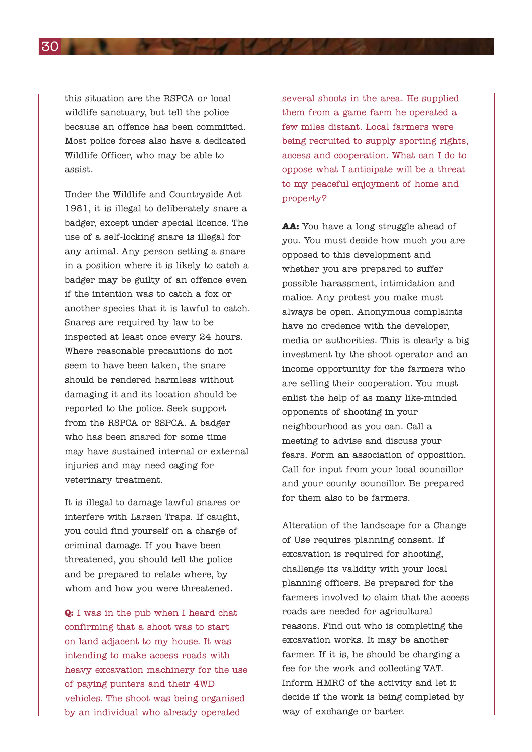this situation are the RSPCA or local wildlife sanctuary, but tell the police because an offence has been committed. Most police forces also have a dedicated Wildlife Officer, who may be able to assist.

Under the Wildlife and Countryside Act 1981, it is illegal to deliberately snare a badger, except under special licence. The use of a self-locking snare is illegal for any animal. Any person setting a snare in a position where it is likely to catch a badger may be guilty of an offence even if the intention was to catch a fox or another species that it is lawful to catch. Snares are required by law to be inspected at least once every 24 hours. Where reasonable precautions do not seem to have been taken, the snare should be rendered harmless without damaging it and its location should be reported to the police. Seek support from the RSPCA or SSPCA. A badger who has been snared for some time may have sustained internal or external injuries and may need caging for veterinary treatment.

It is illegal to damage lawful snares or interfere with Larsen Traps. If caught, you could find yourself on a charge of criminal damage. If you have been threatened, you should tell the police and be prepared to relate where, by whom and how you were threatened.

**Q:** I was in the pub when I heard chat confirming that a shoot was to start on land adjacent to my house. It was intending to make access roads with heavy excavation machinery for the use of paying punters and their 4WD vehicles. The shoot was being organised by an individual who already operated several shoots in the area. He supplied them from a game farm he operated a few miles distant. Local farmers were being recruited to supply sporting rights, access and cooperation. What can I do to oppose what I anticipate will be a threat to my peaceful enjoyment of home and property?

**AA:** You have a long struggle ahead of you. You must decide how much you are opposed to this development and whether you are prepared to suffer possible harassment, intimidation and malice. Any protest you make must always be open. Anonymous complaints have no credence with the developer, media or authorities. This is clearly a big investment by the shoot operator and an income opportunity for the farmers who are selling their cooperation. You must enlist the help of as many like-minded opponents of shooting in your neighbourhood as you can. Call a meeting to advise and discuss your fears. Form an association of opposition. Call for input from your local councillor and your county councillor. Be prepared for them also to be farmers.

Alteration of the landscape for a Change of Use requires planning consent. If excavation is required for shooting, challenge its validity with your local planning officers. Be prepared for the farmers involved to claim that the access roads are needed for agricultural reasons. Find out who is completing the excavation works. It may be another farmer. If it is, he should be charging a fee for the work and collecting VAT. Inform HMRC of the activity and let it decide if the work is being completed by way of exchange or barter.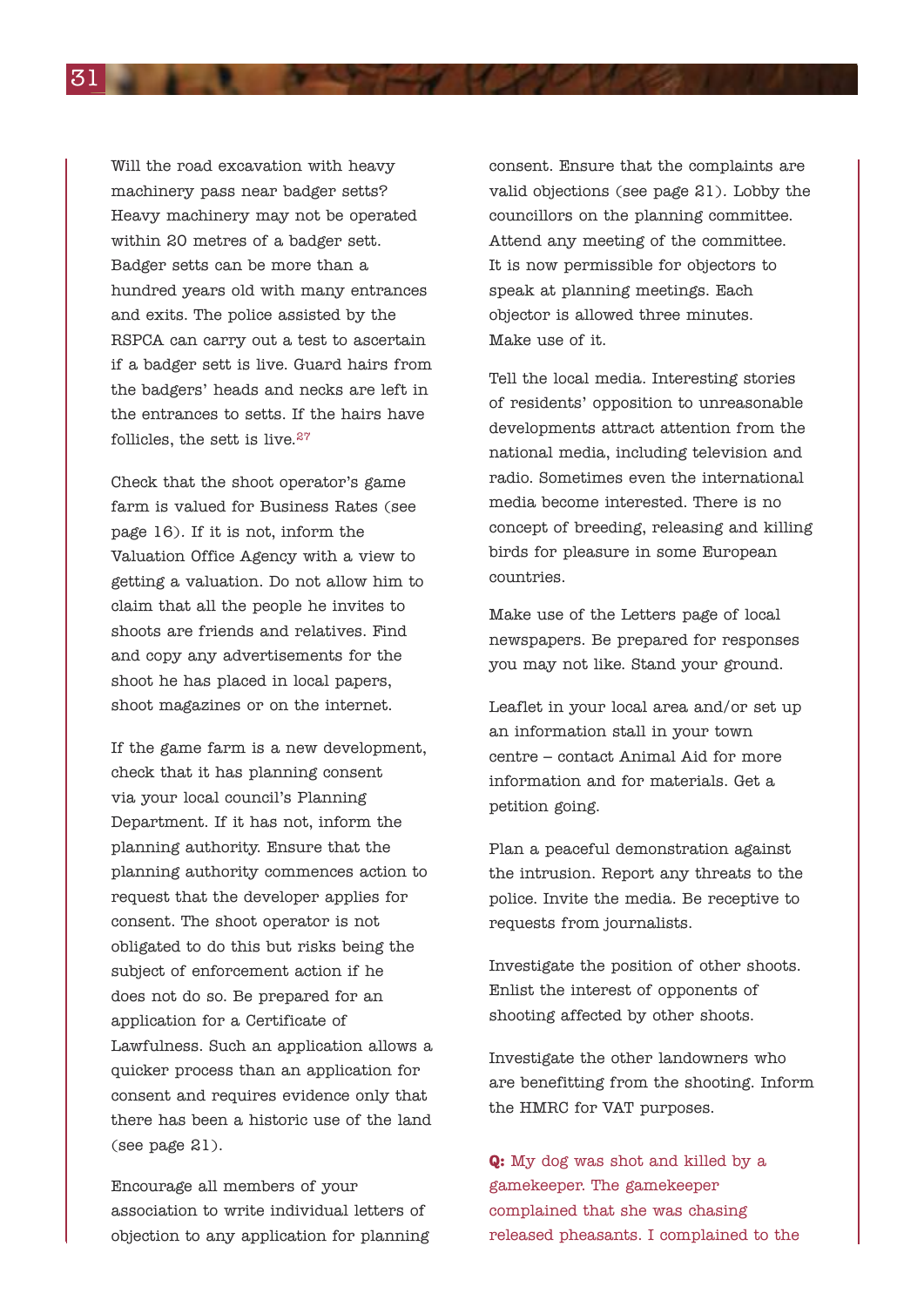Will the road excavation with heavy machinery pass near badger setts? Heavy machinery may not be operated within 20 metres of a badger sett. Badger setts can be more than a hundred years old with many entrances and exits. The police assisted by the RSPCA can carry out a test to ascertain if a badger sett is live. Guard hairs from the badgers' heads and necks are left in the entrances to setts. If the hairs have follicles, the sett is live.[27]

Check that the shoot operator's game farm is valued for Business Rates (see page 16). If it is not, inform the Valuation Office Agency with a view to getting a valuation. Do not allow him to claim that all the people he invites to shoots are friends and relatives. Find and copy any advertisements for the shoot he has placed in local papers, shoot magazines or on the internet.

If the game farm is a new development, check that it has planning consent via your local council's Planning Department. If it has not, inform the planning authority. Ensure that the planning authority commences action to request that the developer applies for consent. The shoot operator is not obligated to do this but risks being the subject of enforcement action if he does not do so. Be prepared for an application for a Certificate of Lawfulness. Such an application allows a quicker process than an application for consent and requires evidence only that there has been a historic use of the land (see page 21).

Encourage all members of your association to write individual letters of objection to any application for planning consent. Ensure that the complaints are valid objections (see page 21). Lobby the councillors on the planning committee. Attend any meeting of the committee. It is now permissible for objectors to speak at planning meetings. Each objector is allowed three minutes. Make use of it.

Tell the local media. Interesting stories of residents' opposition to unreasonable developments attract attention from the national media, including television and radio. Sometimes even the international media become interested. There is no concept of breeding, releasing and killing birds for pleasure in some European countries.

Make use of the Letters page of local newspapers. Be prepared for responses you may not like. Stand your ground.

Leaflet in your local area and/or set up an information stall in your town centre – contact Animal Aid for more information and for materials. Get a petition going.

Plan a peaceful demonstration against the intrusion. Report any threats to the police. Invite the media. Be receptive to requests from journalists.

Investigate the position of other shoots. Enlist the interest of opponents of shooting affected by other shoots.

Investigate the other landowners who are benefitting from the shooting. Inform the HMRC for VAT purposes.

**Q:** My dog was shot and killed by a gamekeeper. The gamekeeper complained that she was chasing released pheasants. I complained to the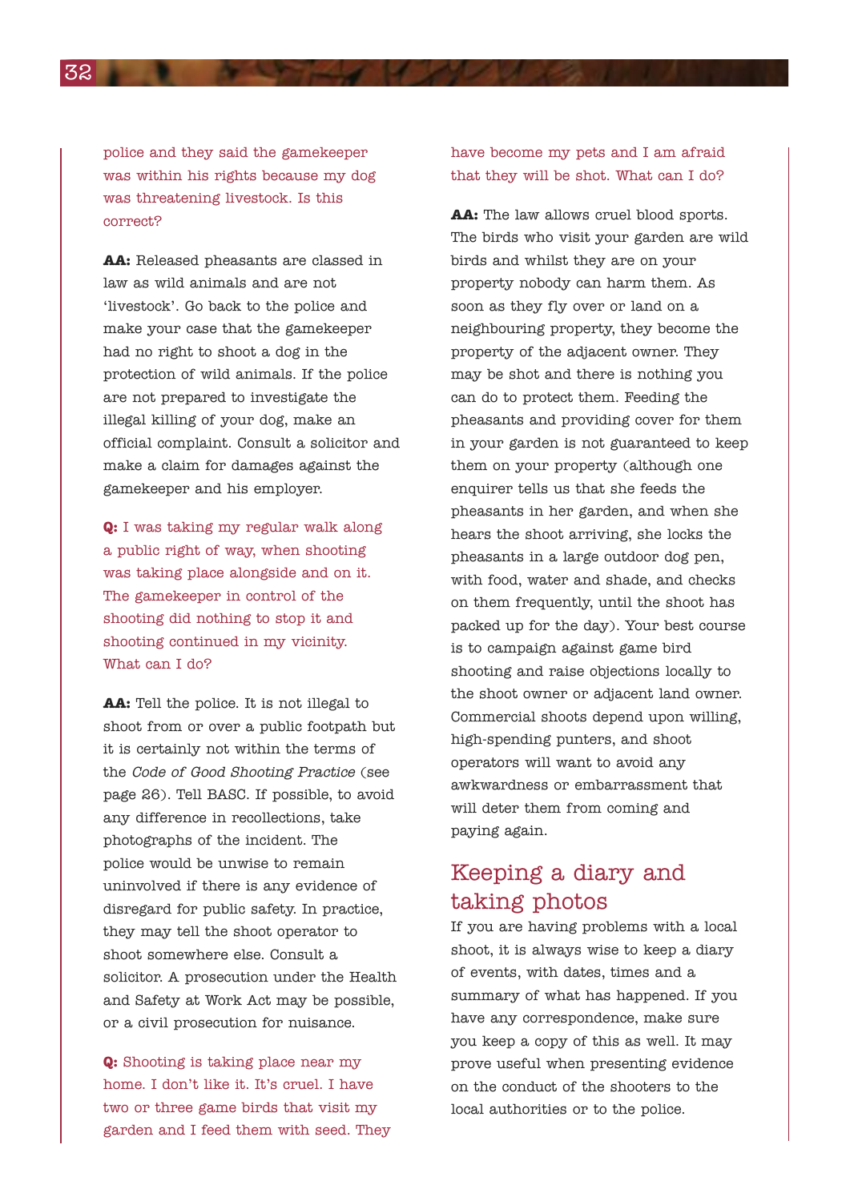police and they said the gamekeeper was within his rights because my dog was threatening livestock. Is this correct?

**AA:** Released pheasants are classed in law as wild animals and are not 'livestock'. Go back to the police and make your case that the gamekeeper had no right to shoot a dog in the protection of wild animals. If the police are not prepared to investigate the illegal killing of your dog, make an official complaint. Consult a solicitor and make a claim for damages against the gamekeeper and his employer.

**Q:** I was taking my regular walk along a public right of way, when shooting was taking place alongside and on it. The gamekeeper in control of the shooting did nothing to stop it and shooting continued in my vicinity. What can I do?

**AA:** Tell the police. It is not illegal to shoot from or over a public footpath but it is certainly not within the terms of the *Code of Good Shooting Practice* (see page 26). Tell BASC. If possible, to avoid any difference in recollections, take photographs of the incident. The police would be unwise to remain uninvolved if there is any evidence of disregard for public safety. In practice, they may tell the shoot operator to shoot somewhere else. Consult a solicitor. A prosecution under the Health and Safety at Work Act may be possible, or a civil prosecution for nuisance.

**Q:** Shooting is taking place near my home. I don't like it. It's cruel. I have two or three game birds that visit my garden and I feed them with seed. They have become my pets and I am afraid that they will be shot. What can I do?

**AA:** The law allows cruel blood sports. The birds who visit your garden are wild birds and whilst they are on your property nobody can harm them. As soon as they fly over or land on a neighbouring property, they become the property of the adjacent owner. They may be shot and there is nothing you can do to protect them. Feeding the pheasants and providing cover for them in your garden is not guaranteed to keep them on your property (although one enquirer tells us that she feeds the pheasants in her garden, and when she hears the shoot arriving, she locks the pheasants in a large outdoor dog pen, with food, water and shade, and checks on them frequently, until the shoot has packed up for the day). Your best course is to campaign against game bird shooting and raise objections locally to the shoot owner or adjacent land owner. Commercial shoots depend upon willing, high-spending punters, and shoot operators will want to avoid any awkwardness or embarrassment that will deter them from coming and paying again.

## Keeping a diary and taking photos

If you are having problems with a local shoot, it is always wise to keep a diary of events, with dates, times and a summary of what has happened. If you have any correspondence, make sure you keep a copy of this as well. It may prove useful when presenting evidence on the conduct of the shooters to the local authorities or to the police.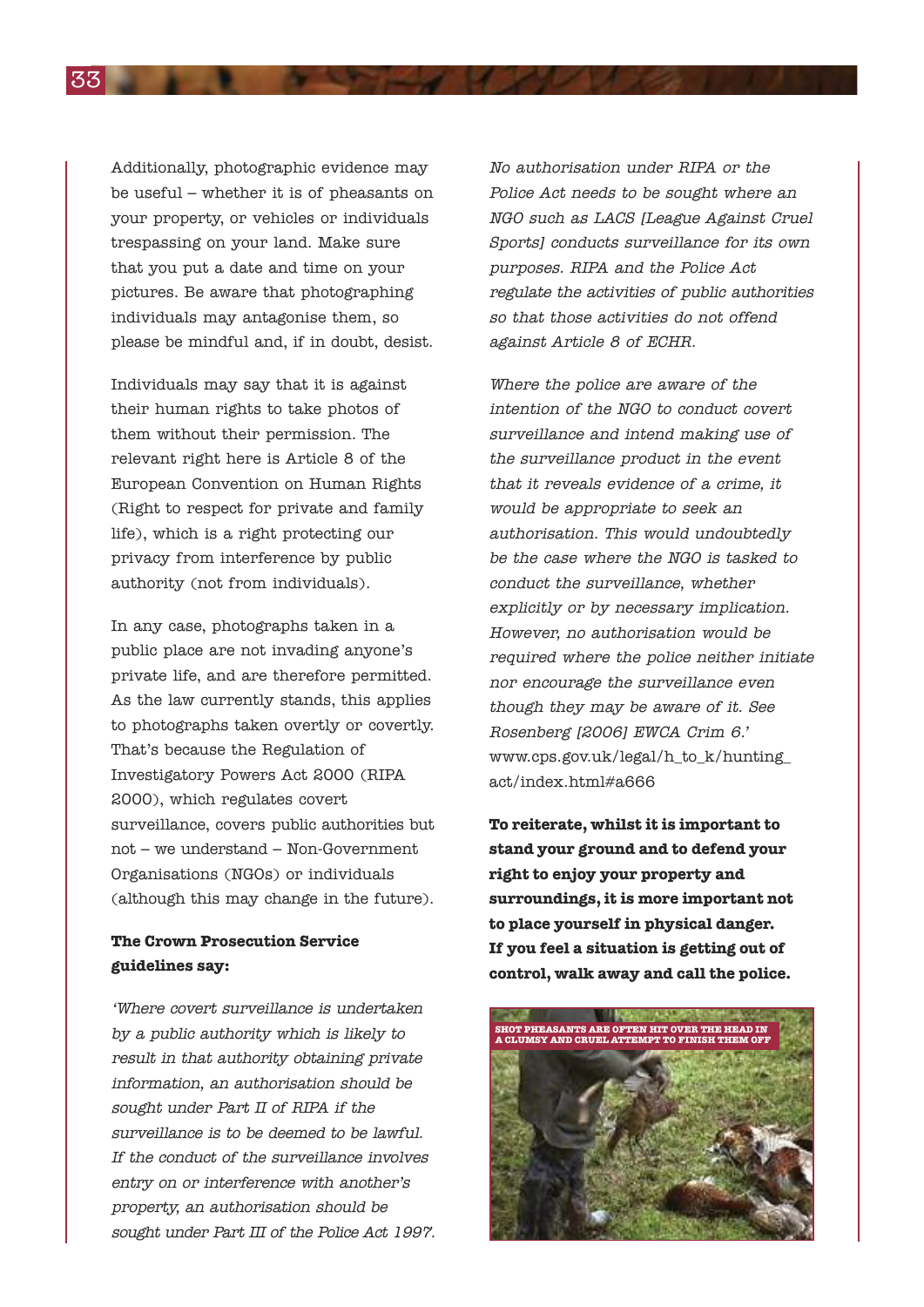Additionally, photographic evidence may be useful – whether it is of pheasants on your property, or vehicles or individuals trespassing on your land. Make sure that you put a date and time on your pictures. Be aware that photographing individuals may antagonise them, so please be mindful and, if in doubt, desist.

Individuals may say that it is against their human rights to take photos of them without their permission. The relevant right here is Article 8 of the European Convention on Human Rights (Right to respect for private and family life), which is a right protecting our privacy from interference by public authority (not from individuals).

In any case, photographs taken in a public place are not invading anyone's private life, and are therefore permitted. As the law currently stands, this applies to photographs taken overtly or covertly. That's because the Regulation of Investigatory Powers Act 2000 (RIPA 2000), which regulates covert surveillance, covers public authorities but not – we understand – Non-Government Organisations (NGOs) or individuals (although this may change in the future).

**The Crown Prosecution Service guidelines say:**

*'Where covert surveillance is undertaken by a public authority which is likely to result in that authority obtaining private information, an authorisation should be sought under Part II of RIPA if the surveillance is to be deemed to be lawful. If the conduct of the surveillance involves entry on or interference with another's property, an authorisation should be sought under Part III of the Police Act 1997.*

*No authorisation under RIPA or the Police Act needs to be sought where an NGO such as LACS [League Against Cruel Sports] conducts surveillance for its own purposes. RIPA and the Police Act regulate the activities of public authorities so that those activities do not offend against Article 8 of ECHR.*

*Where the police are aware of the intention of the NGO to conduct covert surveillance and intend making use of the surveillance product in the event that it reveals evidence of a crime, it would be appropriate to seek an authorisation. This would undoubtedly be the case where the NGO is tasked to conduct the surveillance, whether explicitly or by necessary implication. However, no authorisation would be required where the police neither initiate nor encourage the surveillance even though they may be aware of it. See Rosenberg [2006] EWCA Crim 6.'*
www.cps.gov.uk/legal/h_to_k/hunting_act/index.html#a666

**To reiterate, whilst it is important to stand your ground and to defend your right to enjoy your property and surroundings, it is more important not to place yourself in physical danger. If you feel a situation is getting out of control, walk away and call the police.**

SHOT PHEASANTS ARE OFTEN HIT OVER THE HEAD IN A CLUMSY AND CRUEL ATTEMPT TO FINISH THEM OFF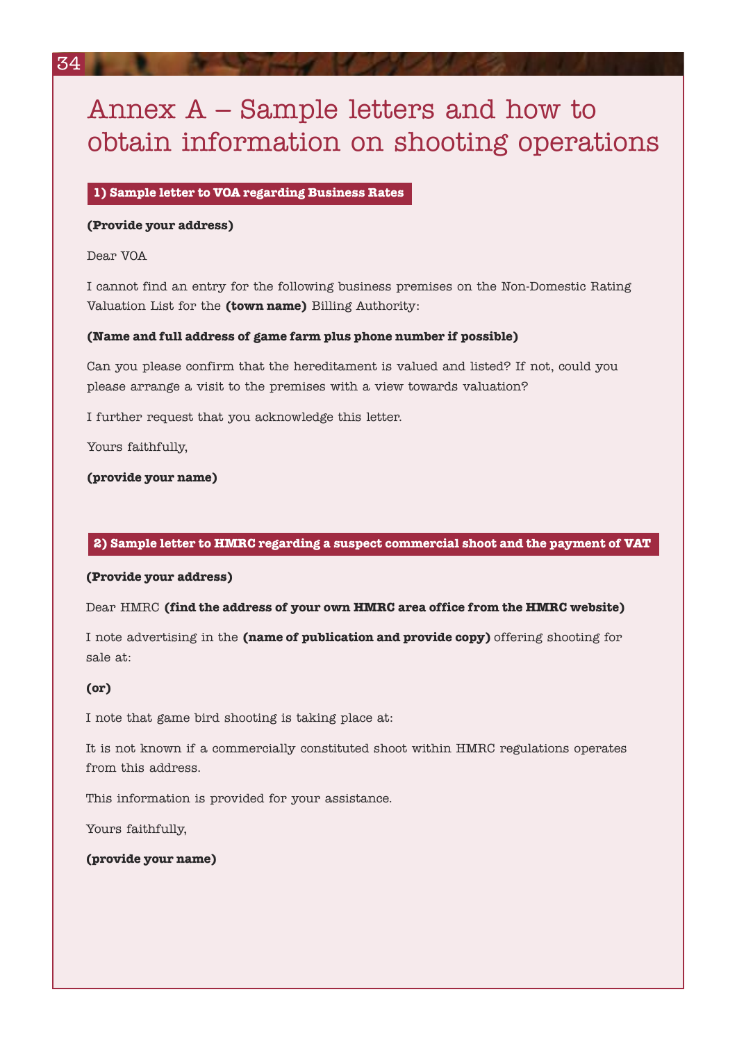# Annex A – Sample letters and how to obtain information on shooting operations

## 1) Sample letter to VOA regarding Business Rates

**(Provide your address)**

Dear VOA

I cannot find an entry for the following business premises on the Non-Domestic Rating Valuation List for the **(town name)** Billing Authority:

**(Name and full address of game farm plus phone number if possible)**

Can you please confirm that the hereditament is valued and listed? If not, could you please arrange a visit to the premises with a view towards valuation?

I further request that you acknowledge this letter.

Yours faithfully,

**(provide your name)**

## 2) Sample letter to HMRC regarding a suspect commercial shoot and the payment of VAT

**(Provide your address)**

Dear HMRC **(find the address of your own HMRC area office from the HMRC website)**

I note advertising in the **(name of publication and provide copy)** offering shooting for sale at:

**(or)**

I note that game bird shooting is taking place at:

It is not known if a commercially constituted shoot within HMRC regulations operates from this address.

This information is provided for your assistance.

Yours faithfully,

**(provide your name)**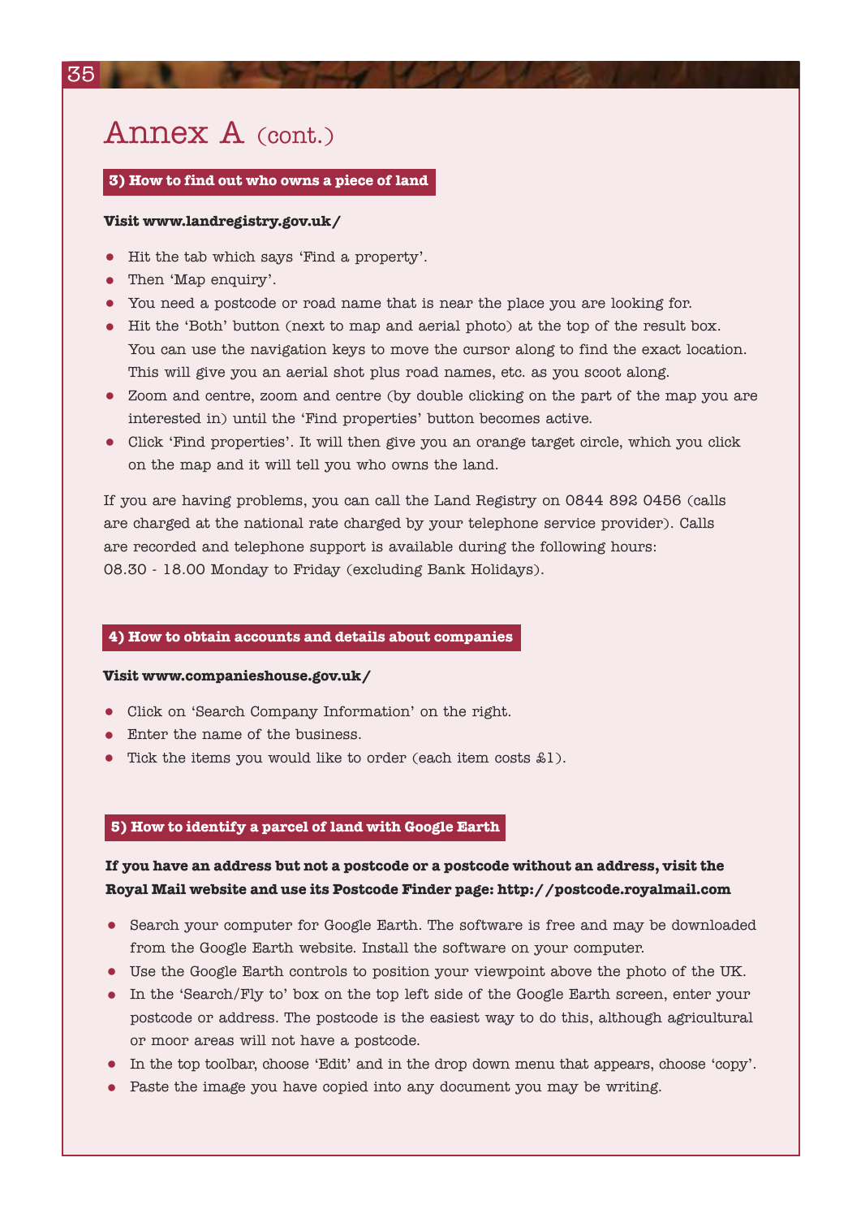# Annex A (cont.)

## 3) How to find out who owns a piece of land

**Visit www.landregistry.gov.uk/**

- Hit the tab which says 'Find a property'.
- Then 'Map enquiry'.
- You need a postcode or road name that is near the place you are looking for.
- Hit the 'Both' button (next to map and aerial photo) at the top of the result box. You can use the navigation keys to move the cursor along to find the exact location. This will give you an aerial shot plus road names, etc. as you scoot along.
- Zoom and centre, zoom and centre (by double clicking on the part of the map you are interested in) until the 'Find properties' button becomes active.
- Click 'Find properties'. It will then give you an orange target circle, which you click on the map and it will tell you who owns the land.

If you are having problems, you can call the Land Registry on 0844 892 0456 (calls are charged at the national rate charged by your telephone service provider). Calls are recorded and telephone support is available during the following hours: 08.30 - 18.00 Monday to Friday (excluding Bank Holidays).

## 4) How to obtain accounts and details about companies

**Visit www.companieshouse.gov.uk/**

- Click on 'Search Company Information' on the right.
- Enter the name of the business.
- Tick the items you would like to order (each item costs £1).

## 5) How to identify a parcel of land with Google Earth

**If you have an address but not a postcode or a postcode without an address, visit the Royal Mail website and use its Postcode Finder page: http://postcode.royalmail.com**

- Search your computer for Google Earth. The software is free and may be downloaded from the Google Earth website. Install the software on your computer.
- Use the Google Earth controls to position your viewpoint above the photo of the UK.
- In the 'Search/Fly to' box on the top left side of the Google Earth screen, enter your postcode or address. The postcode is the easiest way to do this, although agricultural or moor areas will not have a postcode.
- In the top toolbar, choose 'Edit' and in the drop down menu that appears, choose 'copy'.
- Paste the image you have copied into any document you may be writing.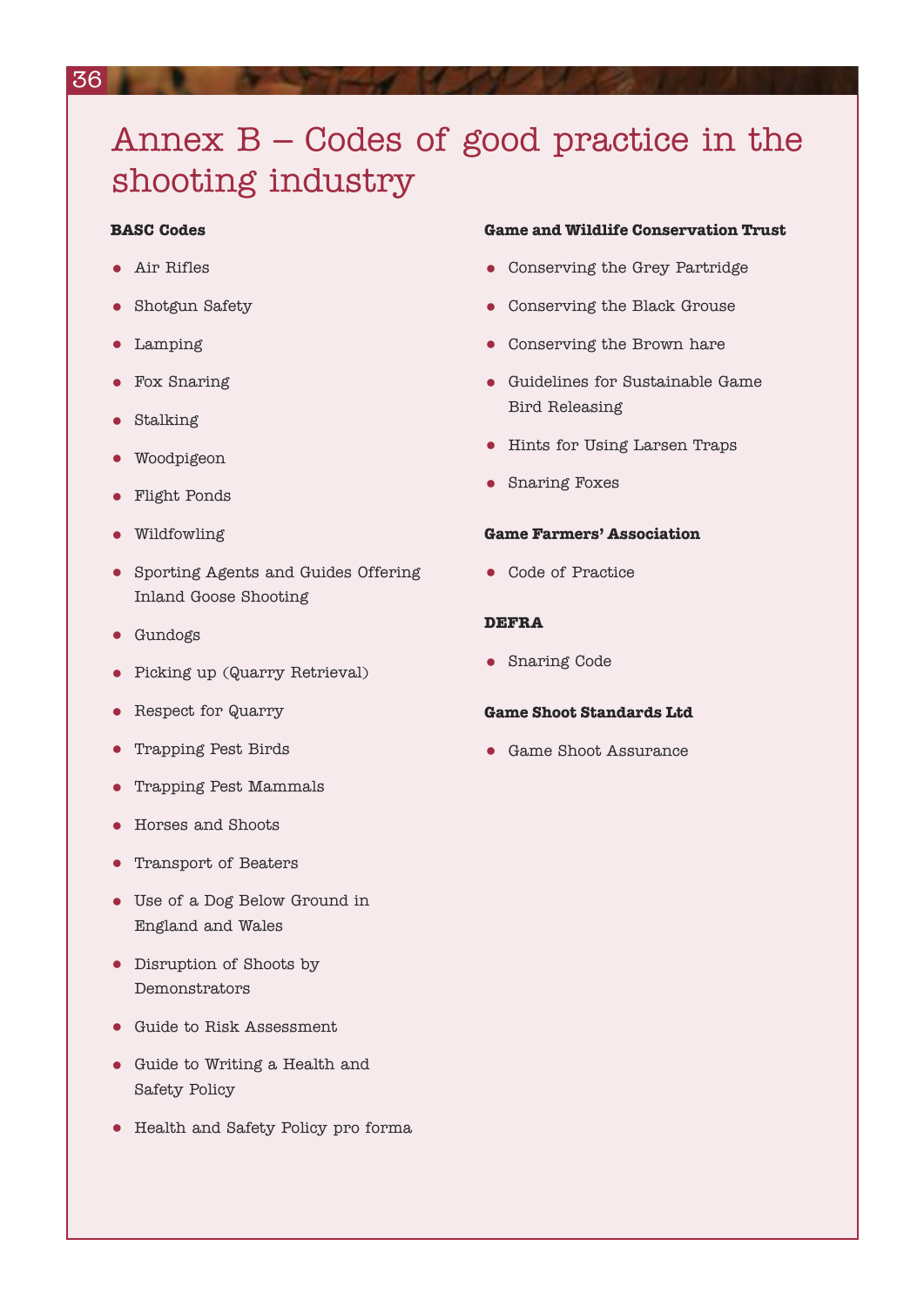# Annex B – Codes of good practice in the shooting industry

**BASC Codes**

- Air Rifles
- Shotgun Safety
- Lamping
- Fox Snaring
- Stalking
- Woodpigeon
- Flight Ponds
- Wildfowling
- Sporting Agents and Guides Offering Inland Goose Shooting
- Gundogs
- Picking up (Quarry Retrieval)
- Respect for Quarry
- Trapping Pest Birds
- Trapping Pest Mammals
- Horses and Shoots
- Transport of Beaters
- Use of a Dog Below Ground in England and Wales
- Disruption of Shoots by Demonstrators
- Guide to Risk Assessment
- Guide to Writing a Health and Safety Policy
- Health and Safety Policy pro forma

**Game and Wildlife Conservation Trust**

- Conserving the Grey Partridge
- Conserving the Black Grouse
- Conserving the Brown hare
- Guidelines for Sustainable Game Bird Releasing
- Hints for Using Larsen Traps
- Snaring Foxes

**Game Farmers' Association**

- Code of Practice

**DEFRA**

- Snaring Code

**Game Shoot Standards Ltd**

- Game Shoot Assurance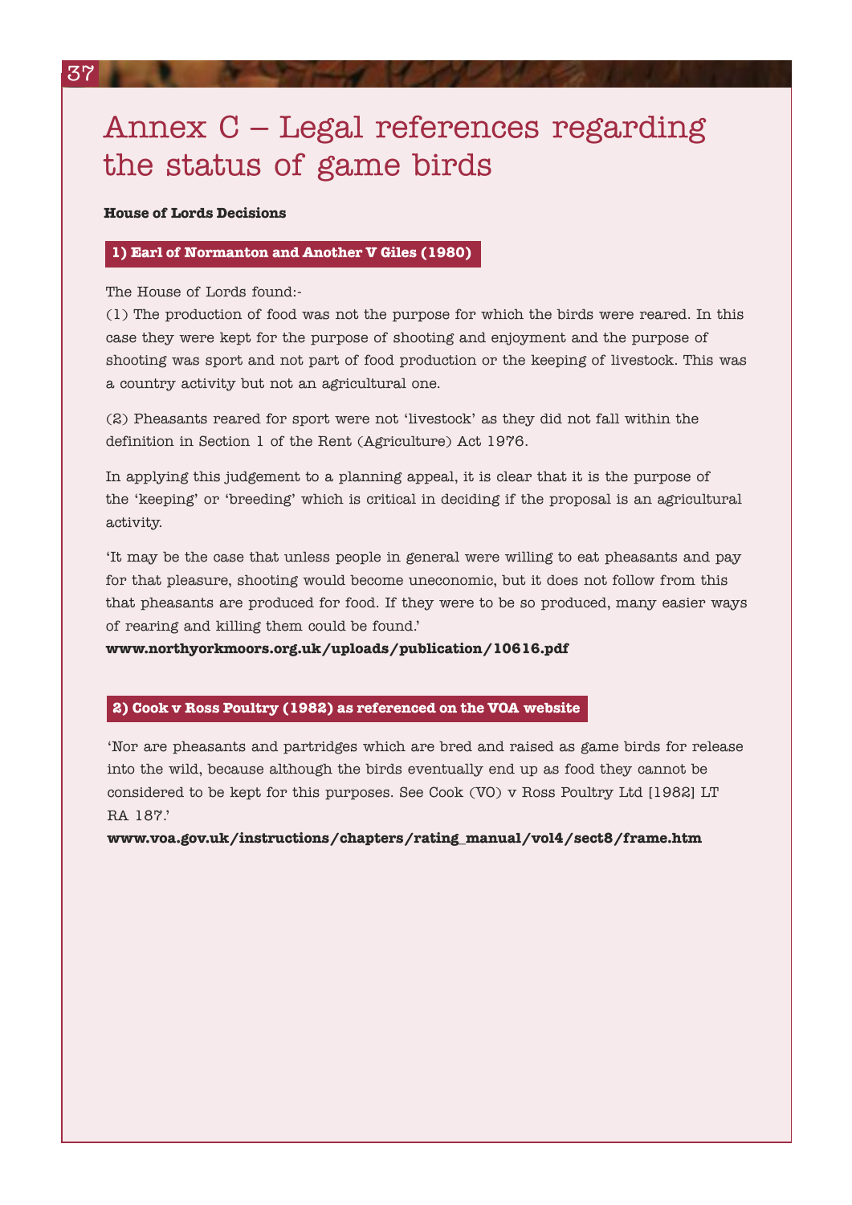# Annex C – Legal references regarding the status of game birds

**House of Lords Decisions**

**1) Earl of Normanton and Another V Giles (1980)**

The House of Lords found:-

(1) The production of food was not the purpose for which the birds were reared. In this case they were kept for the purpose of shooting and enjoyment and the purpose of shooting was sport and not part of food production or the keeping of livestock. This was a country activity but not an agricultural one.

(2) Pheasants reared for sport were not 'livestock' as they did not fall within the definition in Section 1 of the Rent (Agriculture) Act 1976.

In applying this judgement to a planning appeal, it is clear that it is the purpose of the 'keeping' or 'breeding' which is critical in deciding if the proposal is an agricultural activity.

'It may be the case that unless people in general were willing to eat pheasants and pay for that pleasure, shooting would become uneconomic, but it does not follow from this that pheasants are produced for food. If they were to be so produced, many easier ways of rearing and killing them could be found.'

**www.northyorkmoors.org.uk/uploads/publication/10616.pdf**

**2) Cook v Ross Poultry (1982) as referenced on the VOA website**

'Nor are pheasants and partridges which are bred and raised as game birds for release into the wild, because although the birds eventually end up as food they cannot be considered to be kept for this purposes. See Cook (VO) v Ross Poultry Ltd [1982] LT RA 187.'

**www.voa.gov.uk/instructions/chapters/rating_manual/vol4/sect8/frame.htm**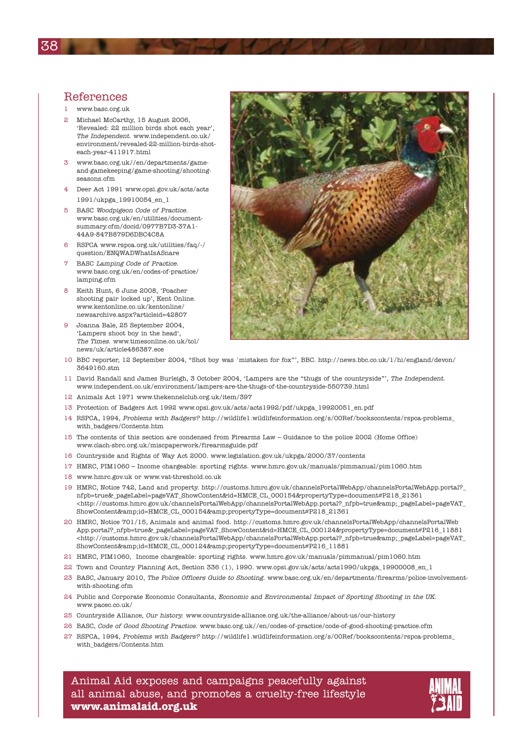## References

1. www.basc.org.uk
2. Michael McCarthy, 15 August 2006, 'Revealed: 22 million birds shot each year', *The Independent*. www.independent.co.uk/environment/revealed-22-million-birds-shot-each-year-411917.html
3. www.basc.org.uk//en/departments/game-and-gamekeeping/game-shooting/shooting-seasons.cfm
4. Deer Act 1991 www.opsi.gov.uk/acts/acts1991/ukpga_19910054_en_1
5. BASC *Woodpigeon Code of Practice*. www.basc.org.uk/en/utilities/document-summary.cfm/docid/0977B7D3-37A1-44A9-847B879D6DBC4C8A
6. RSPCA www.rspca.org.uk/utilities/faq/-/question/ENQWADWhatIsASnare
7. BASC *Lamping Code of Practice*. www.basc.org.uk/en/codes-of-practice/lamping.cfm
8. Keith Hunt, 6 June 2008, 'Poacher shooting pair locked up', Kent Online. www.kentonline.co.uk/kentonline/newsarchive.aspx?articleid=42807
9. Joanna Bale, 25 September 2004, 'Lampers shoot boy in the head', *The Times*. www.timesonline.co.uk/tol/news/uk/article486387.ece
10. BBC reporter, 12 September 2004, "Shot boy was 'mistaken for fox"', BBC. http://news.bbc.co.uk/1/hi/england/devon/3649160.stm
11. David Randall and James Burleigh, 3 October 2004, 'Lampers are the "thugs of the countryside"', *The Independent*. www.independent.co.uk/environment/lampers-are-the-thugs-of-the-countryside-550739.html
12. Animals Act 1971 www.thekennelclub.org.uk/item/397
13. Protection of Badgers Act 1992 www.opsi.gov.uk/acts/acts1992/pdf/ukpga_19920051_en.pdf
14. RSPCA, 1994, *Problems with Badgers?* http://wildlife1.wildlifeinformation.org/s/00Ref/bookscontents/rspca-problems_with_badgers/Contents.htm
15. The contents of this section are condensed from Firearms Law – Guidance to the police 2002 (Home Office) www.clach-sbrc.org.uk/miscpaperwork/firearmsguide.pdf
16. Countryside and Rights of Way Act 2000. www.legislation.gov.uk/ukpga/2000/37/contents
17. HMRC, PIM1060 – Income chargeable: sporting rights. www.hmrc.gov.uk/manuals/pimmanual/pim1060.htm
18. www.hmrc.gov.uk or www.vat-threshold.co.uk
19. HMRC, Notice 742, Land and property. http://customs.hmrc.gov.uk/channelsPortalWebApp/channelsPortalWebApp.portal?_nfpb=true&_pageLabel=pageVAT_ShowContent&id=HMCE_CL_000154&propertyType=document#P218_21361 <http://customs.hmrc.gov.uk/channelsPortalWebApp/channelsPortalWebApp.portal?_nfpb=true&amp;_pageLabel=pageVAT_ShowContent&amp;id=HMCE_CL_000154&amp;propertyType=document#P218_21361
20. HMRC, Notice 701/15, Animals and animal food. http://customs.hmrc.gov.uk/channelsPortalWebApp/channelsPortalWebApp.portal?_nfpb=true&_pageLabel=pageVAT_ShowContent&id=HMCE_CL_000124&propertyType=document#P216_11881 <http://customs.hmrc.gov.uk/channelsPortalWebApp/channelsPortalWebApp.portal?_nfpb=true&amp;_pageLabel=pageVAT_ShowContent&amp;id=HMCE_CL_000124&amp;propertyType=document#P216_11881
21. HMRC, PIM1060, Income chargeable: sporting rights. www.hmrc.gov.uk/manuals/pimmanual/pim1060.htm
22. Town and Country Planning Act, Section 336 (1), 1990. www.opsi.gov.uk/acts/acts1990/ukpga_19900008_en_1
23. BASC, January 2010, *The Police Officers Guide to Shooting*. www.basc.org.uk/en/departments/firearms/police-involvement-with-shooting.cfm
24. Public and Corporate Economic Consultants, *Economic and Environmental Impact of Sporting Shooting in the UK*. www.pacec.co.uk/
25. Countryside Alliance, *Our history*. www.countryside-alliance.org.uk/the-alliance/about-us/our-history
26. BASC, *Code of Good Shooting Practice*. www.basc.org.uk//en/codes-of-practice/code-of-good-shooting-practice.cfm
27. RSPCA, 1994, *Problems with Badgers?* http://wildlife1.wildlifeinformation.org/s/00Ref/bookscontents/rspca-problems_with_badgers/Contents.htm

Animal Aid exposes and campaigns peacefully against all animal abuse, and promotes a cruelty-free lifestyle
**www.animalaid.org.uk**